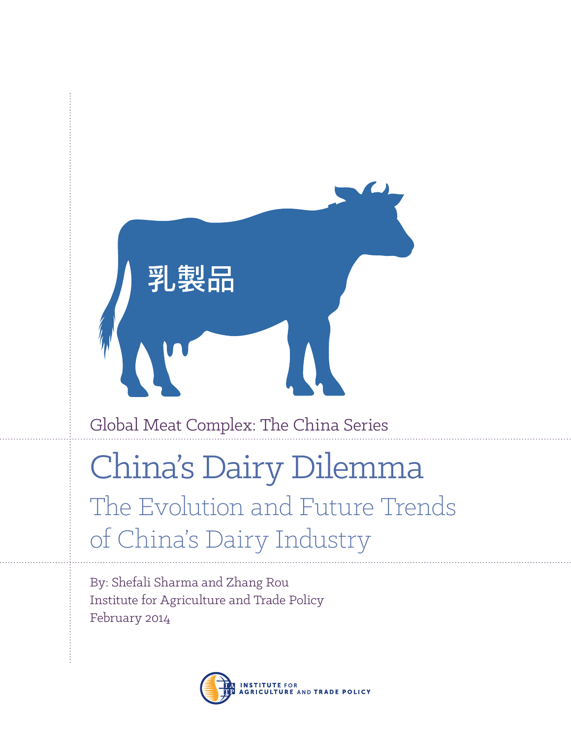乳製品

Global Meat Complex: The China Series

# China's Dairy Dilemma

## The Evolution and Future Trends of China's Dairy Industry

By: Shefali Sharma and Zhang Rou
Institute for Agriculture and Trade Policy
February 2014

INSTITUTE FOR AGRICULTURE AND TRADE POLICY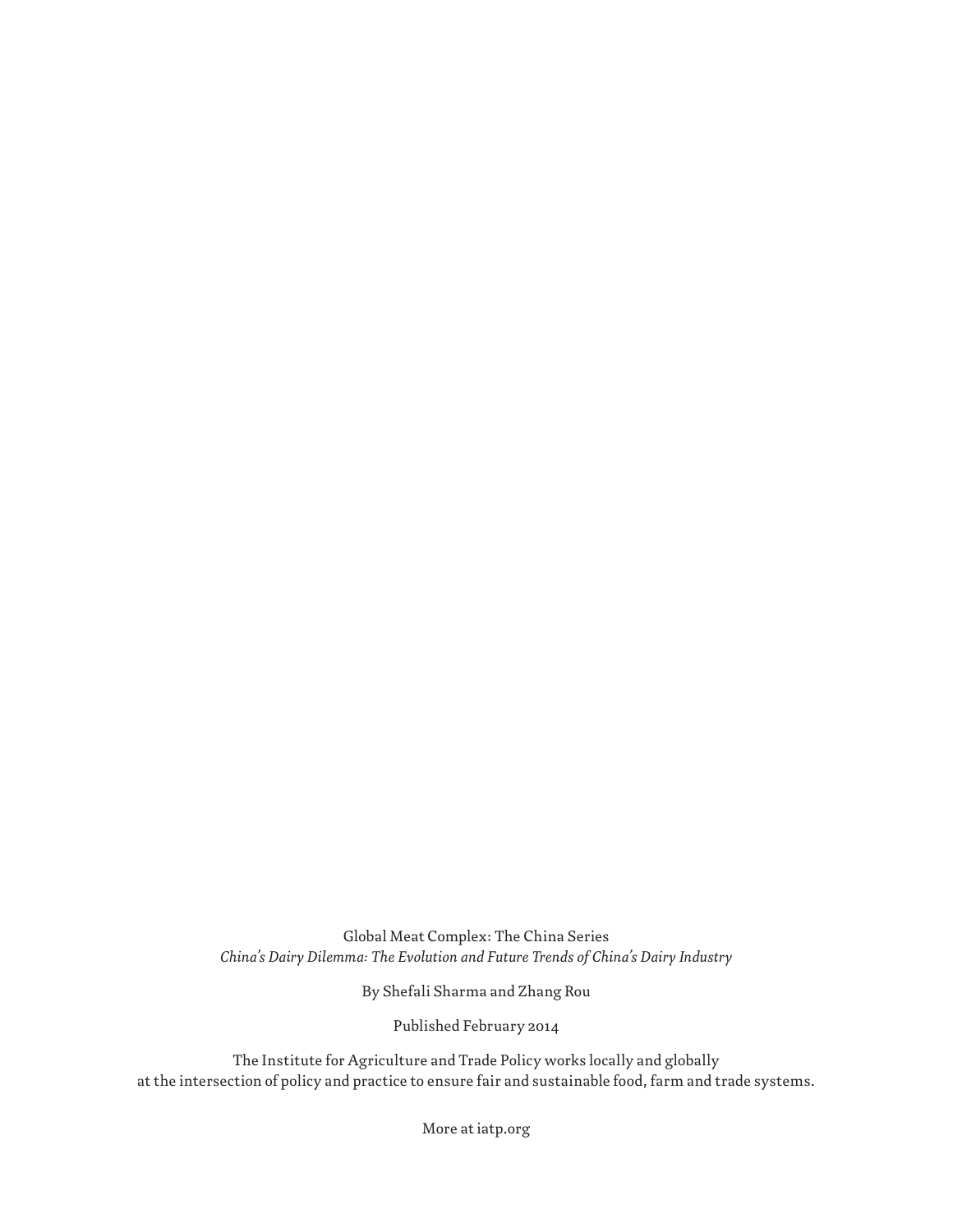Global Meat Complex: The China Series
*China's Dairy Dilemma: The Evolution and Future Trends of China's Dairy Industry*

By Shefali Sharma and Zhang Rou

Published February 2014

The Institute for Agriculture and Trade Policy works locally and globally at the intersection of policy and practice to ensure fair and sustainable food, farm and trade systems.

More at iatp.org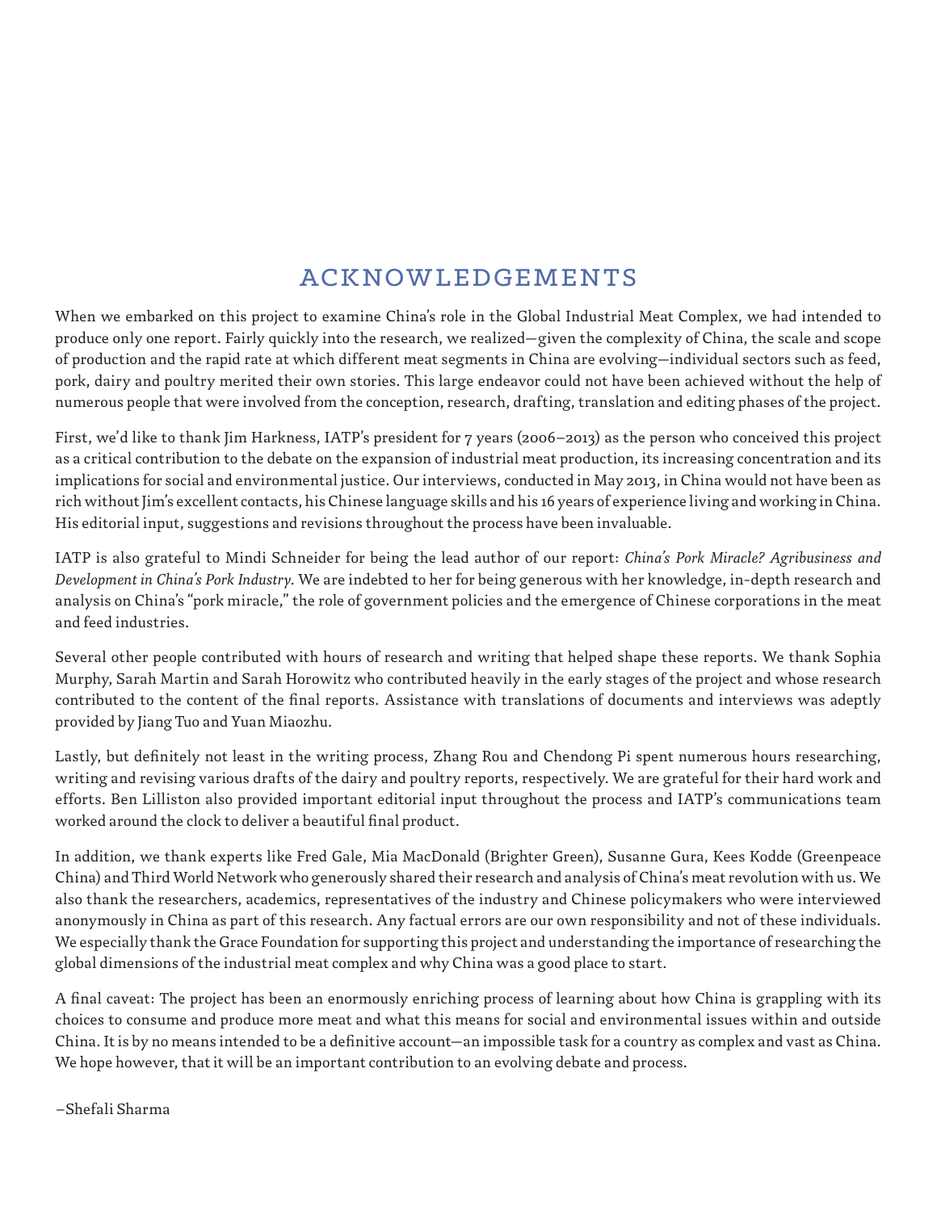# ACKNOWLEDGEMENTS

When we embarked on this project to examine China's role in the Global Industrial Meat Complex, we had intended to produce only one report. Fairly quickly into the research, we realized—given the complexity of China, the scale and scope of production and the rapid rate at which different meat segments in China are evolving—individual sectors such as feed, pork, dairy and poultry merited their own stories. This large endeavor could not have been achieved without the help of numerous people that were involved from the conception, research, drafting, translation and editing phases of the project.

First, we'd like to thank Jim Harkness, IATP's president for 7 years (2006–2013) as the person who conceived this project as a critical contribution to the debate on the expansion of industrial meat production, its increasing concentration and its implications for social and environmental justice. Our interviews, conducted in May 2013, in China would not have been as rich without Jim's excellent contacts, his Chinese language skills and his 16 years of experience living and working in China. His editorial input, suggestions and revisions throughout the process have been invaluable.

IATP is also grateful to Mindi Schneider for being the lead author of our report: *China's Pork Miracle? Agribusiness and Development in China's Pork Industry*. We are indebted to her for being generous with her knowledge, in-depth research and analysis on China's "pork miracle," the role of government policies and the emergence of Chinese corporations in the meat and feed industries.

Several other people contributed with hours of research and writing that helped shape these reports. We thank Sophia Murphy, Sarah Martin and Sarah Horowitz who contributed heavily in the early stages of the project and whose research contributed to the content of the final reports. Assistance with translations of documents and interviews was adeptly provided by Jiang Tuo and Yuan Miaozhu.

Lastly, but definitely not least in the writing process, Zhang Rou and Chendong Pi spent numerous hours researching, writing and revising various drafts of the dairy and poultry reports, respectively. We are grateful for their hard work and efforts. Ben Lilliston also provided important editorial input throughout the process and IATP's communications team worked around the clock to deliver a beautiful final product.

In addition, we thank experts like Fred Gale, Mia MacDonald (Brighter Green), Susanne Gura, Kees Kodde (Greenpeace China) and Third World Network who generously shared their research and analysis of China's meat revolution with us. We also thank the researchers, academics, representatives of the industry and Chinese policymakers who were interviewed anonymously in China as part of this research. Any factual errors are our own responsibility and not of these individuals. We especially thank the Grace Foundation for supporting this project and understanding the importance of researching the global dimensions of the industrial meat complex and why China was a good place to start.

A final caveat: The project has been an enormously enriching process of learning about how China is grappling with its choices to consume and produce more meat and what this means for social and environmental issues within and outside China. It is by no means intended to be a definitive account—an impossible task for a country as complex and vast as China. We hope however, that it will be an important contribution to an evolving debate and process.

–Shefali Sharma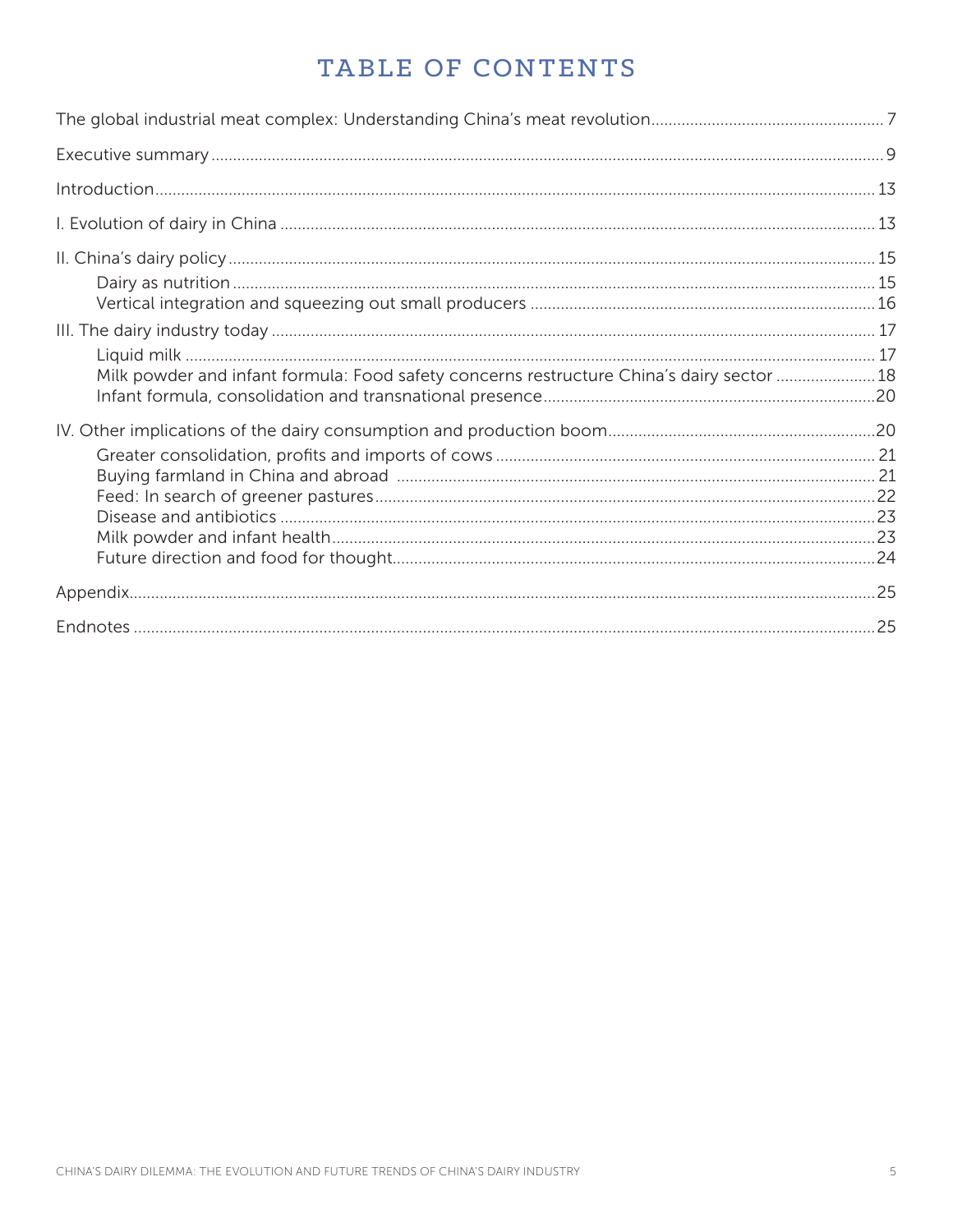# TABLE OF CONTENTS

The global industrial meat complex: Understanding China's meat revolution ... 7

Executive summary ... 9

Introduction ... 13

I. Evolution of dairy in China ... 13

II. China's dairy policy ... 15
- Dairy as nutrition ... 15
- Vertical integration and squeezing out small producers ... 16

III. The dairy industry today ... 17
- Liquid milk ... 17
- Milk powder and infant formula: Food safety concerns restructure China's dairy sector ... 18
- Infant formula, consolidation and transnational presence ... 20

IV. Other implications of the dairy consumption and production boom ... 20
- Greater consolidation, profits and imports of cows ... 21
- Buying farmland in China and abroad ... 21
- Feed: In search of greener pastures ... 22
- Disease and antibiotics ... 23
- Milk powder and infant health ... 23
- Future direction and food for thought ... 24

Appendix ... 25

Endnotes ... 25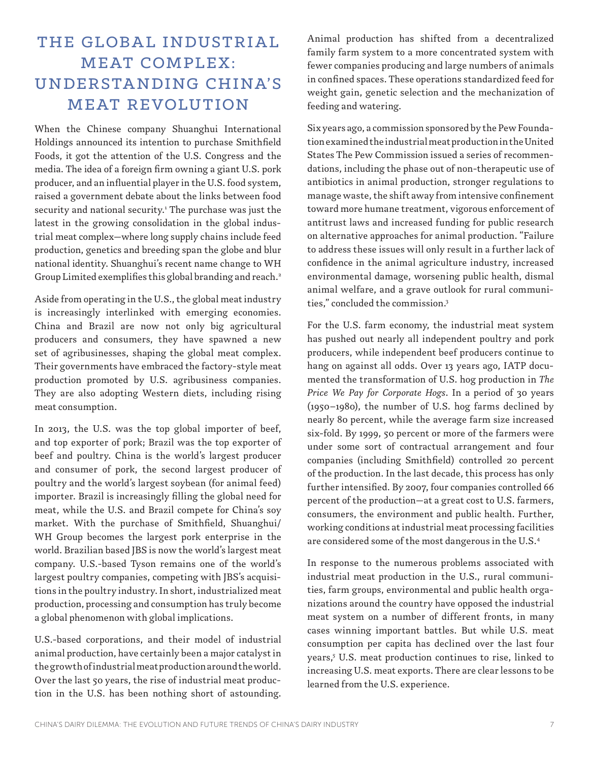# THE GLOBAL INDUSTRIAL MEAT COMPLEX: UNDERSTANDING CHINA'S MEAT REVOLUTION

When the Chinese company Shuanghui International Holdings announced its intention to purchase Smithfield Foods, it got the attention of the U.S. Congress and the media. The idea of a foreign firm owning a giant U.S. pork producer, and an influential player in the U.S. food system, raised a government debate about the links between food security and national security.[1] The purchase was just the latest in the growing consolidation in the global industrial meat complex—where long supply chains include feed production, genetics and breeding span the globe and blur national identity. Shuanghui's recent name change to WH Group Limited exemplifies this global branding and reach.[2]

Aside from operating in the U.S., the global meat industry is increasingly interlinked with emerging economies. China and Brazil are now not only big agricultural producers and consumers, they have spawned a new set of agribusinesses, shaping the global meat complex. Their governments have embraced the factory-style meat production promoted by U.S. agribusiness companies. They are also adopting Western diets, including rising meat consumption.

In 2013, the U.S. was the top global importer of beef, and top exporter of pork; Brazil was the top exporter of beef and poultry. China is the world's largest producer and consumer of pork, the second largest producer of poultry and the world's largest soybean (for animal feed) importer. Brazil is increasingly filling the global need for meat, while the U.S. and Brazil compete for China's soy market. With the purchase of Smithfield, Shuanghui/WH Group becomes the largest pork enterprise in the world. Brazilian based JBS is now the world's largest meat company. U.S.-based Tyson remains one of the world's largest poultry companies, competing with JBS's acquisitions in the poultry industry. In short, industrialized meat production, processing and consumption has truly become a global phenomenon with global implications.

U.S.-based corporations, and their model of industrial animal production, have certainly been a major catalyst in the growth of industrial meat production around the world. Over the last 50 years, the rise of industrial meat production in the U.S. has been nothing short of astounding. Animal production has shifted from a decentralized family farm system to a more concentrated system with fewer companies producing and large numbers of animals in confined spaces. These operations standardized feed for weight gain, genetic selection and the mechanization of feeding and watering.

Six years ago, a commission sponsored by the Pew Foundation examined the industrial meat production in the United States The Pew Commission issued a series of recommendations, including the phase out of non-therapeutic use of antibiotics in animal production, stronger regulations to manage waste, the shift away from intensive confinement toward more humane treatment, vigorous enforcement of antitrust laws and increased funding for public research on alternative approaches for animal production. "Failure to address these issues will only result in a further lack of confidence in the animal agriculture industry, increased environmental damage, worsening public health, dismal animal welfare, and a grave outlook for rural communities," concluded the commission.[3]

For the U.S. farm economy, the industrial meat system has pushed out nearly all independent poultry and pork producers, while independent beef producers continue to hang on against all odds. Over 13 years ago, IATP documented the transformation of U.S. hog production in *The Price We Pay for Corporate Hogs*. In a period of 30 years (1950–1980), the number of U.S. hog farms declined by nearly 80 percent, while the average farm size increased six-fold. By 1999, 50 percent or more of the farmers were under some sort of contractual arrangement and four companies (including Smithfield) controlled 20 percent of the production. In the last decade, this process has only further intensified. By 2007, four companies controlled 66 percent of the production—at a great cost to U.S. farmers, consumers, the environment and public health. Further, working conditions at industrial meat processing facilities are considered some of the most dangerous in the U.S.[4]

In response to the numerous problems associated with industrial meat production in the U.S., rural communities, farm groups, environmental and public health organizations around the country have opposed the industrial meat system on a number of different fronts, in many cases winning important battles. But while U.S. meat consumption per capita has declined over the last four years,[5] U.S. meat production continues to rise, linked to increasing U.S. meat exports. There are clear lessons to be learned from the U.S. experience.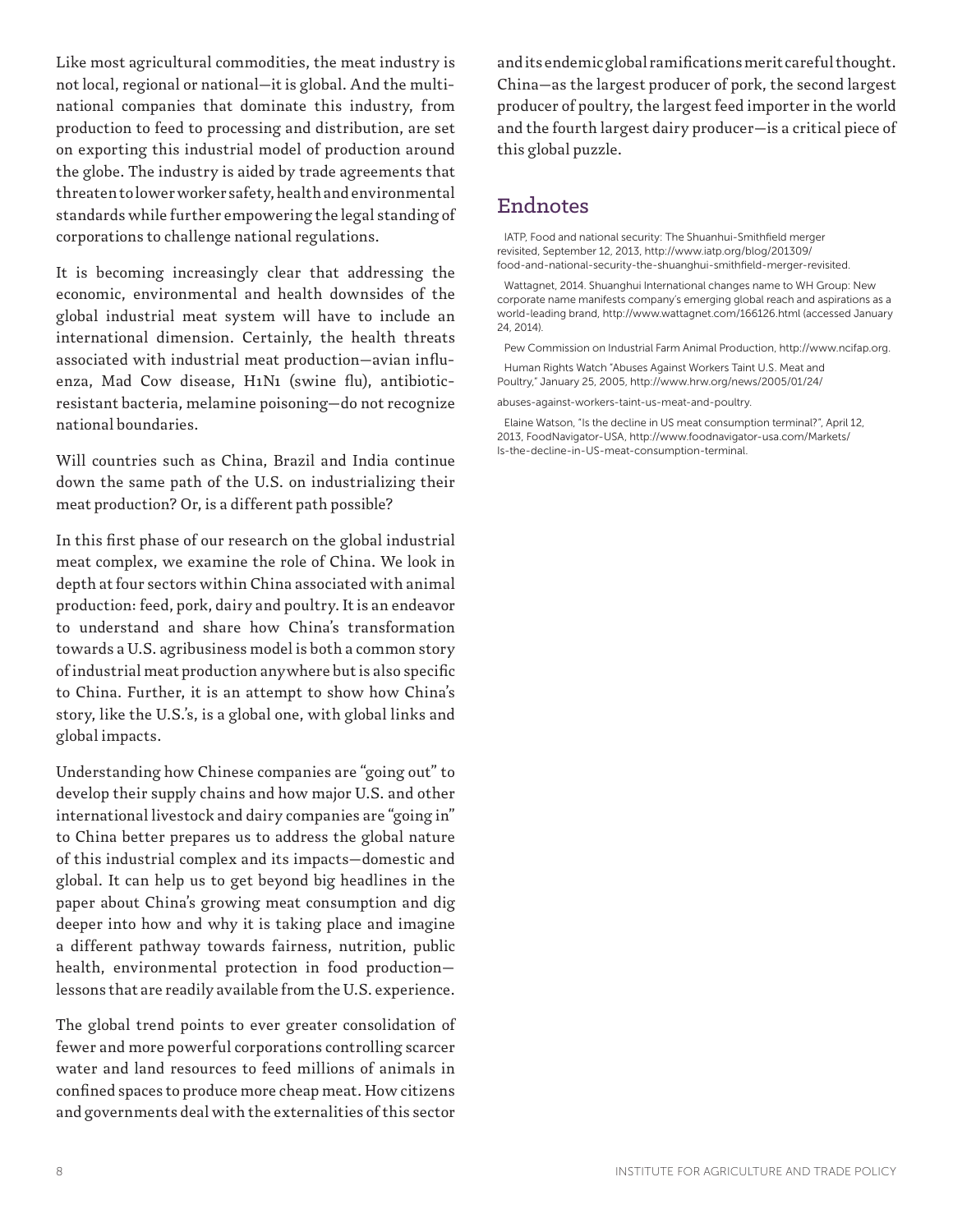Like most agricultural commodities, the meat industry is not local, regional or national—it is global. And the multinational companies that dominate this industry, from production to feed to processing and distribution, are set on exporting this industrial model of production around the globe. The industry is aided by trade agreements that threaten to lower worker safety, health and environmental standards while further empowering the legal standing of corporations to challenge national regulations.

It is becoming increasingly clear that addressing the economic, environmental and health downsides of the global industrial meat system will have to include an international dimension. Certainly, the health threats associated with industrial meat production—avian influenza, Mad Cow disease, H1N1 (swine flu), antibiotic-resistant bacteria, melamine poisoning—do not recognize national boundaries.

Will countries such as China, Brazil and India continue down the same path of the U.S. on industrializing their meat production? Or, is a different path possible?

In this first phase of our research on the global industrial meat complex, we examine the role of China. We look in depth at four sectors within China associated with animal production: feed, pork, dairy and poultry. It is an endeavor to understand and share how China's transformation towards a U.S. agribusiness model is both a common story of industrial meat production anywhere but is also specific to China. Further, it is an attempt to show how China's story, like the U.S.'s, is a global one, with global links and global impacts.

Understanding how Chinese companies are "going out" to develop their supply chains and how major U.S. and other international livestock and dairy companies are "going in" to China better prepares us to address the global nature of this industrial complex and its impacts—domestic and global. It can help us to get beyond big headlines in the paper about China's growing meat consumption and dig deeper into how and why it is taking place and imagine a different pathway towards fairness, nutrition, public health, environmental protection in food production—lessons that are readily available from the U.S. experience.

The global trend points to ever greater consolidation of fewer and more powerful corporations controlling scarcer water and land resources to feed millions of animals in confined spaces to produce more cheap meat. How citizens and governments deal with the externalities of this sector and its endemic global ramifications merit careful thought. China—as the largest producer of pork, the second largest producer of poultry, the largest feed importer in the world and the fourth largest dairy producer—is a critical piece of this global puzzle.

## Endnotes

IATP, Food and national security: The Shuanhui-Smithfield merger revisited, September 12, 2013, http://www.iatp.org/blog/201309/food-and-national-security-the-shuanghui-smithfield-merger-revisited.

Wattagnet, 2014. Shuanghui International changes name to WH Group: New corporate name manifests company's emerging global reach and aspirations as a world-leading brand, http://www.wattagnet.com/166126.html (accessed January 24, 2014).

Pew Commission on Industrial Farm Animal Production, http://www.ncifap.org.

Human Rights Watch "Abuses Against Workers Taint U.S. Meat and Poultry," January 25, 2005, http://www.hrw.org/news/2005/01/24/abuses-against-workers-taint-us-meat-and-poultry.

Elaine Watson, "Is the decline in US meat consumption terminal?", April 12, 2013, FoodNavigator-USA, http://www.foodnavigator-usa.com/Markets/Is-the-decline-in-US-meat-consumption-terminal.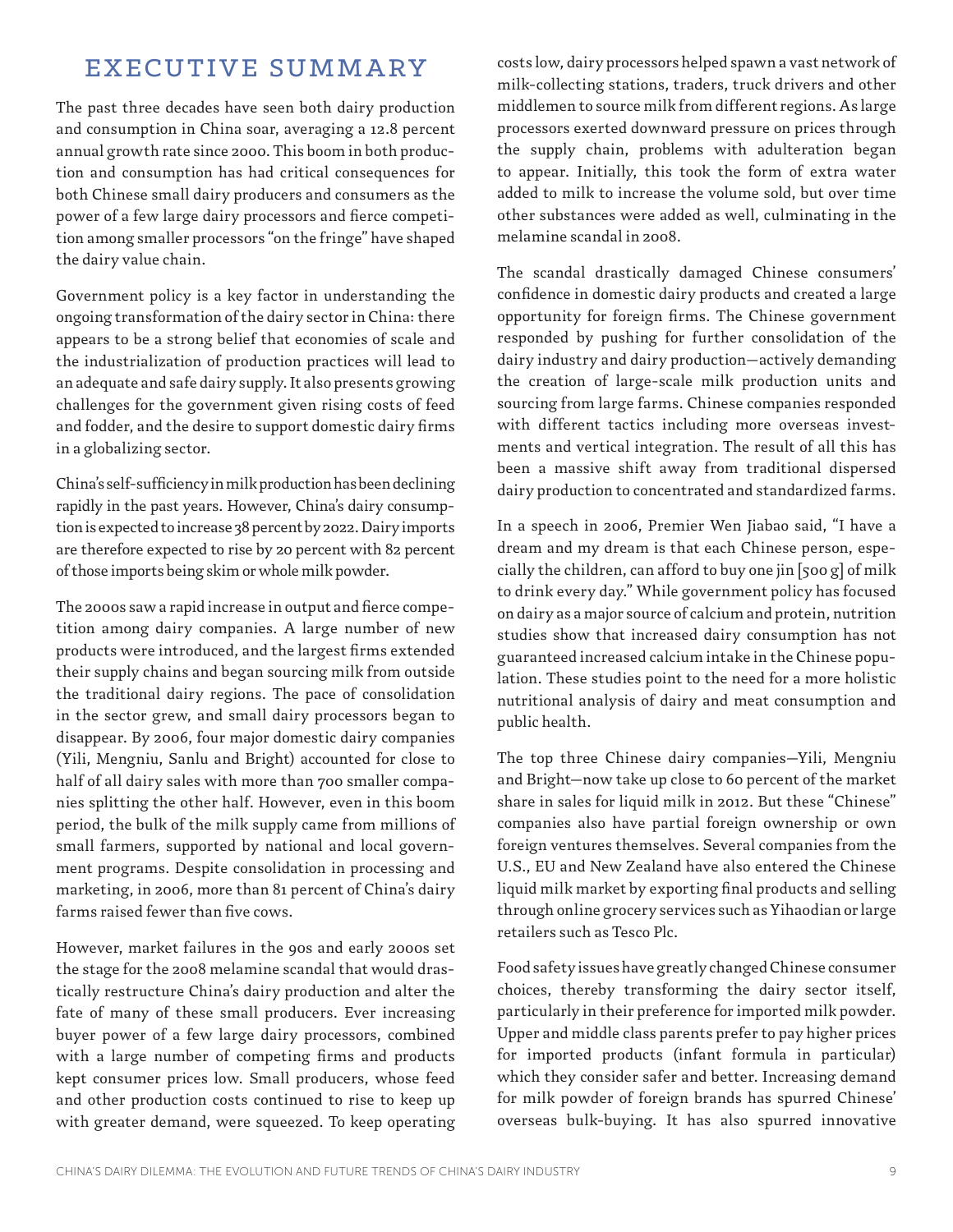# EXECUTIVE SUMMARY

The past three decades have seen both dairy production and consumption in China soar, averaging a 12.8 percent annual growth rate since 2000. This boom in both production and consumption has had critical consequences for both Chinese small dairy producers and consumers as the power of a few large dairy processors and fierce competition among smaller processors "on the fringe" have shaped the dairy value chain.

Government policy is a key factor in understanding the ongoing transformation of the dairy sector in China: there appears to be a strong belief that economies of scale and the industrialization of production practices will lead to an adequate and safe dairy supply. It also presents growing challenges for the government given rising costs of feed and fodder, and the desire to support domestic dairy firms in a globalizing sector.

China's self-sufficiency in milk production has been declining rapidly in the past years. However, China's dairy consumption is expected to increase 38 percent by 2022. Dairy imports are therefore expected to rise by 20 percent with 82 percent of those imports being skim or whole milk powder.

The 2000s saw a rapid increase in output and fierce competition among dairy companies. A large number of new products were introduced, and the largest firms extended their supply chains and began sourcing milk from outside the traditional dairy regions. The pace of consolidation in the sector grew, and small dairy processors began to disappear. By 2006, four major domestic dairy companies (Yili, Mengniu, Sanlu and Bright) accounted for close to half of all dairy sales with more than 700 smaller companies splitting the other half. However, even in this boom period, the bulk of the milk supply came from millions of small farmers, supported by national and local government programs. Despite consolidation in processing and marketing, in 2006, more than 81 percent of China's dairy farms raised fewer than five cows.

However, market failures in the 90s and early 2000s set the stage for the 2008 melamine scandal that would drastically restructure China's dairy production and alter the fate of many of these small producers. Ever increasing buyer power of a few large dairy processors, combined with a large number of competing firms and products kept consumer prices low. Small producers, whose feed and other production costs continued to rise to keep up with greater demand, were squeezed. To keep operating costs low, dairy processors helped spawn a vast network of milk-collecting stations, traders, truck drivers and other middlemen to source milk from different regions. As large processors exerted downward pressure on prices through the supply chain, problems with adulteration began to appear. Initially, this took the form of extra water added to milk to increase the volume sold, but over time other substances were added as well, culminating in the melamine scandal in 2008.

The scandal drastically damaged Chinese consumers' confidence in domestic dairy products and created a large opportunity for foreign firms. The Chinese government responded by pushing for further consolidation of the dairy industry and dairy production—actively demanding the creation of large-scale milk production units and sourcing from large farms. Chinese companies responded with different tactics including more overseas investments and vertical integration. The result of all this has been a massive shift away from traditional dispersed dairy production to concentrated and standardized farms.

In a speech in 2006, Premier Wen Jiabao said, "I have a dream and my dream is that each Chinese person, especially the children, can afford to buy one jin [500 g] of milk to drink every day." While government policy has focused on dairy as a major source of calcium and protein, nutrition studies show that increased dairy consumption has not guaranteed increased calcium intake in the Chinese population. These studies point to the need for a more holistic nutritional analysis of dairy and meat consumption and public health.

The top three Chinese dairy companies—Yili, Mengniu and Bright—now take up close to 60 percent of the market share in sales for liquid milk in 2012. But these "Chinese" companies also have partial foreign ownership or own foreign ventures themselves. Several companies from the U.S., EU and New Zealand have also entered the Chinese liquid milk market by exporting final products and selling through online grocery services such as Yihaodian or large retailers such as Tesco Plc.

Food safety issues have greatly changed Chinese consumer choices, thereby transforming the dairy sector itself, particularly in their preference for imported milk powder. Upper and middle class parents prefer to pay higher prices for imported products (infant formula in particular) which they consider safer and better. Increasing demand for milk powder of foreign brands has spurred Chinese' overseas bulk-buying. It has also spurred innovative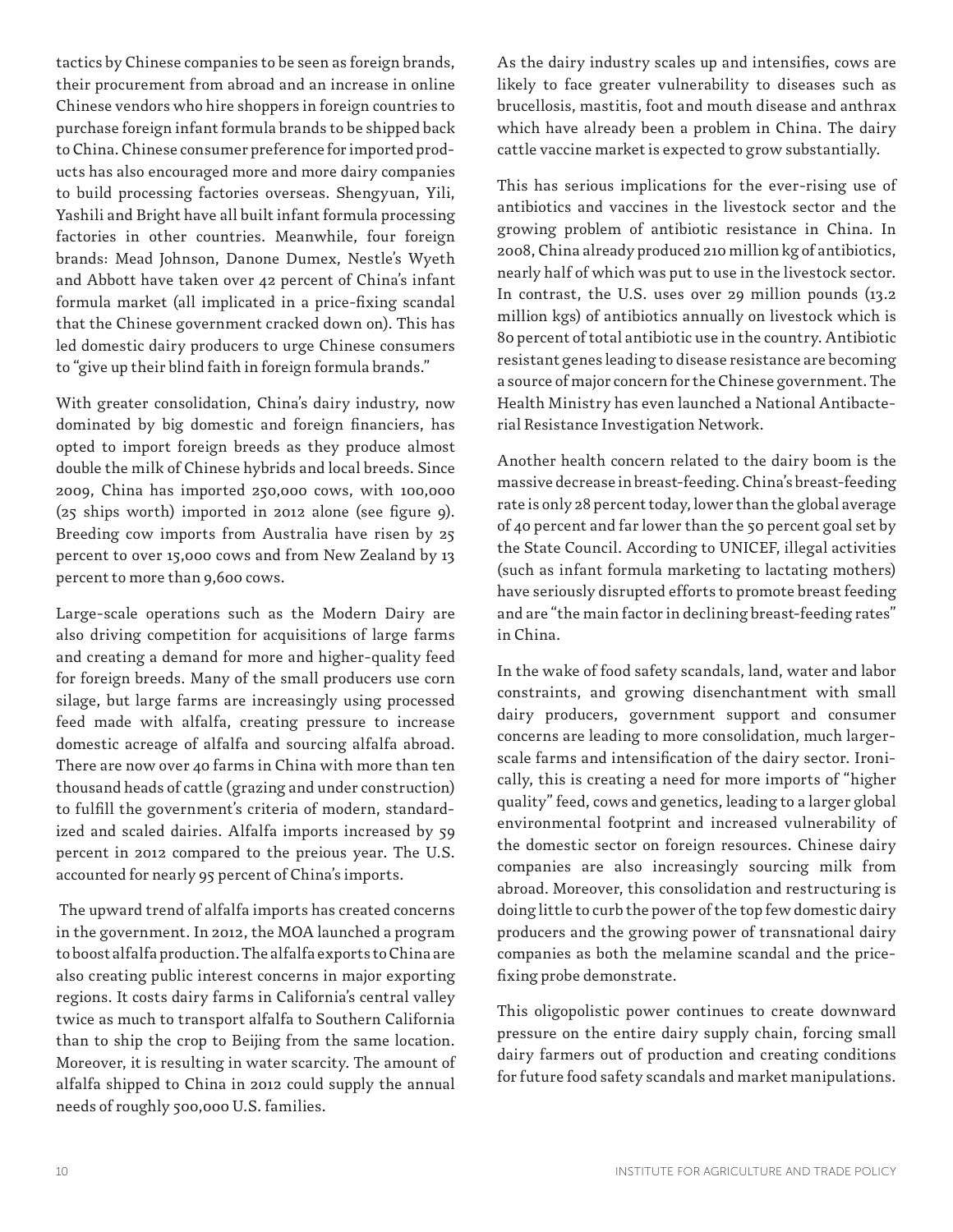tactics by Chinese companies to be seen as foreign brands, their procurement from abroad and an increase in online Chinese vendors who hire shoppers in foreign countries to purchase foreign infant formula brands to be shipped back to China. Chinese consumer preference for imported products has also encouraged more and more dairy companies to build processing factories overseas. Shengyuan, Yili, Yashili and Bright have all built infant formula processing factories in other countries. Meanwhile, four foreign brands: Mead Johnson, Danone Dumex, Nestle's Wyeth and Abbott have taken over 42 percent of China's infant formula market (all implicated in a price-fixing scandal that the Chinese government cracked down on). This has led domestic dairy producers to urge Chinese consumers to "give up their blind faith in foreign formula brands."

With greater consolidation, China's dairy industry, now dominated by big domestic and foreign financiers, has opted to import foreign breeds as they produce almost double the milk of Chinese hybrids and local breeds. Since 2009, China has imported 250,000 cows, with 100,000 (25 ships worth) imported in 2012 alone (see figure 9). Breeding cow imports from Australia have risen by 25 percent to over 15,000 cows and from New Zealand by 13 percent to more than 9,600 cows.

Large-scale operations such as the Modern Dairy are also driving competition for acquisitions of large farms and creating a demand for more and higher-quality feed for foreign breeds. Many of the small producers use corn silage, but large farms are increasingly using processed feed made with alfalfa, creating pressure to increase domestic acreage of alfalfa and sourcing alfalfa abroad. There are now over 40 farms in China with more than ten thousand heads of cattle (grazing and under construction) to fulfill the government's criteria of modern, standardized and scaled dairies. Alfalfa imports increased by 59 percent in 2012 compared to the preious year. The U.S. accounted for nearly 95 percent of China's imports.

The upward trend of alfalfa imports has created concerns in the government. In 2012, the MOA launched a program to boost alfalfa production. The alfalfa exports to China are also creating public interest concerns in major exporting regions. It costs dairy farms in California's central valley twice as much to transport alfalfa to Southern California than to ship the crop to Beijing from the same location. Moreover, it is resulting in water scarcity. The amount of alfalfa shipped to China in 2012 could supply the annual needs of roughly 500,000 U.S. families.

As the dairy industry scales up and intensifies, cows are likely to face greater vulnerability to diseases such as brucellosis, mastitis, foot and mouth disease and anthrax which have already been a problem in China. The dairy cattle vaccine market is expected to grow substantially.

This has serious implications for the ever-rising use of antibiotics and vaccines in the livestock sector and the growing problem of antibiotic resistance in China. In 2008, China already produced 210 million kg of antibiotics, nearly half of which was put to use in the livestock sector. In contrast, the U.S. uses over 29 million pounds (13.2 million kgs) of antibiotics annually on livestock which is 80 percent of total antibiotic use in the country. Antibiotic resistant genes leading to disease resistance are becoming a source of major concern for the Chinese government. The Health Ministry has even launched a National Antibacterial Resistance Investigation Network.

Another health concern related to the dairy boom is the massive decrease in breast-feeding. China's breast-feeding rate is only 28 percent today, lower than the global average of 40 percent and far lower than the 50 percent goal set by the State Council. According to UNICEF, illegal activities (such as infant formula marketing to lactating mothers) have seriously disrupted efforts to promote breast feeding and are "the main factor in declining breast-feeding rates" in China.

In the wake of food safety scandals, land, water and labor constraints, and growing disenchantment with small dairy producers, government support and consumer concerns are leading to more consolidation, much larger-scale farms and intensification of the dairy sector. Ironically, this is creating a need for more imports of "higher quality" feed, cows and genetics, leading to a larger global environmental footprint and increased vulnerability of the domestic sector on foreign resources. Chinese dairy companies are also increasingly sourcing milk from abroad. Moreover, this consolidation and restructuring is doing little to curb the power of the top few domestic dairy producers and the growing power of transnational dairy companies as both the melamine scandal and the price-fixing probe demonstrate.

This oligopolistic power continues to create downward pressure on the entire dairy supply chain, forcing small dairy farmers out of production and creating conditions for future food safety scandals and market manipulations.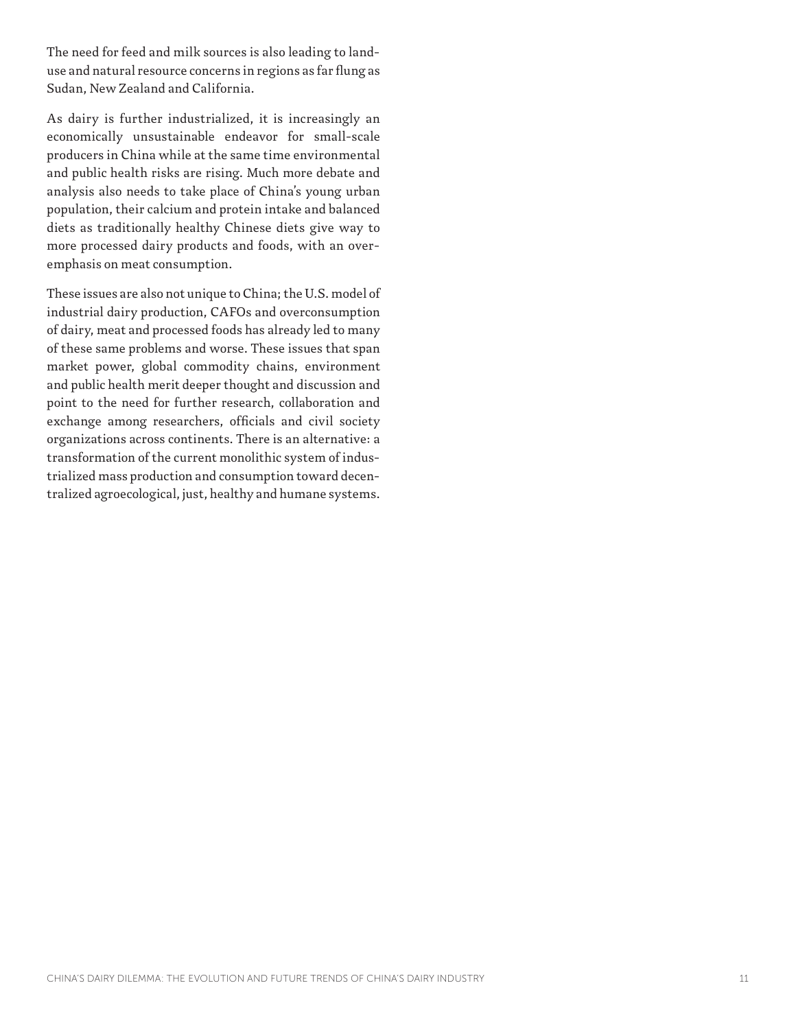The need for feed and milk sources is also leading to land-use and natural resource concerns in regions as far flung as Sudan, New Zealand and California.

As dairy is further industrialized, it is increasingly an economically unsustainable endeavor for small-scale producers in China while at the same time environmental and public health risks are rising. Much more debate and analysis also needs to take place of China's young urban population, their calcium and protein intake and balanced diets as traditionally healthy Chinese diets give way to more processed dairy products and foods, with an over-emphasis on meat consumption.

These issues are also not unique to China; the U.S. model of industrial dairy production, CAFOs and overconsumption of dairy, meat and processed foods has already led to many of these same problems and worse. These issues that span market power, global commodity chains, environment and public health merit deeper thought and discussion and point to the need for further research, collaboration and exchange among researchers, officials and civil society organizations across continents. There is an alternative: a transformation of the current monolithic system of industrialized mass production and consumption toward decentralized agroecological, just, healthy and humane systems.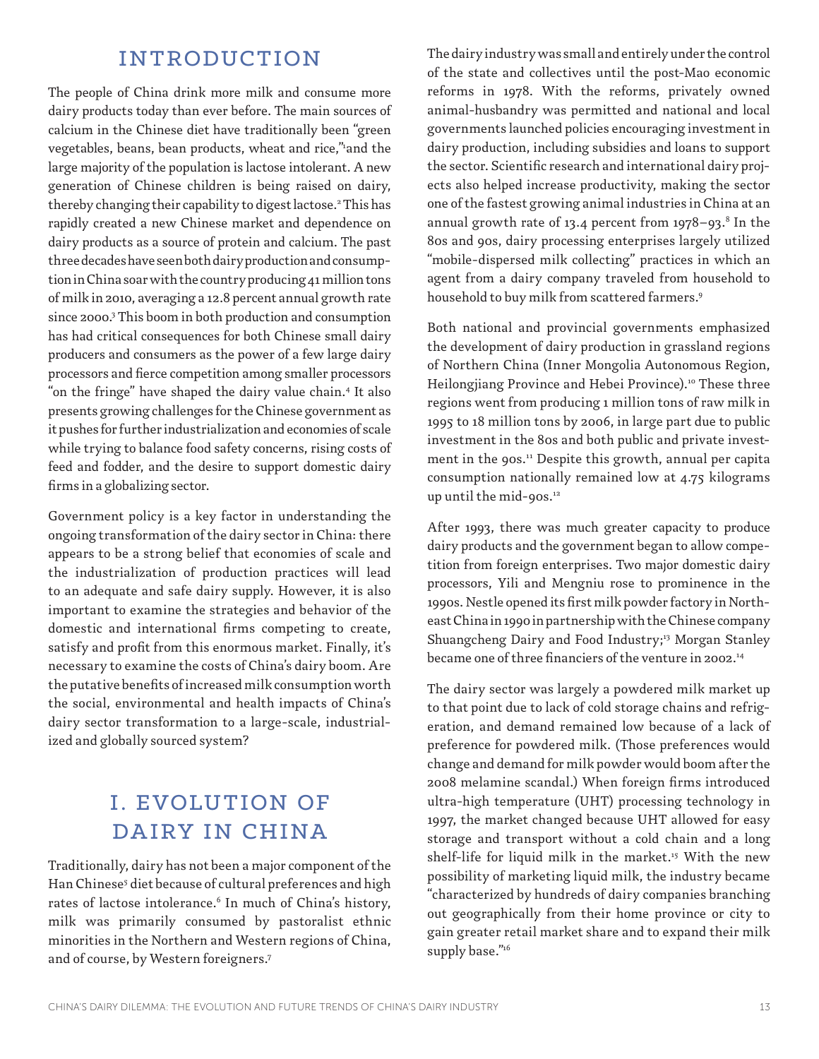# INTRODUCTION

The people of China drink more milk and consume more dairy products today than ever before. The main sources of calcium in the Chinese diet have traditionally been "green vegetables, beans, bean products, wheat and rice,"[1]and the large majority of the population is lactose intolerant. A new generation of Chinese children is being raised on dairy, thereby changing their capability to digest lactose.[2] This has rapidly created a new Chinese market and dependence on dairy products as a source of protein and calcium. The past three decades have seen both dairy production and consumption in China soar with the country producing 41 million tons of milk in 2010, averaging a 12.8 percent annual growth rate since 2000.[3] This boom in both production and consumption has had critical consequences for both Chinese small dairy producers and consumers as the power of a few large dairy processors and fierce competition among smaller processors "on the fringe" have shaped the dairy value chain.[4] It also presents growing challenges for the Chinese government as it pushes for further industrialization and economies of scale while trying to balance food safety concerns, rising costs of feed and fodder, and the desire to support domestic dairy firms in a globalizing sector.

Government policy is a key factor in understanding the ongoing transformation of the dairy sector in China: there appears to be a strong belief that economies of scale and the industrialization of production practices will lead to an adequate and safe dairy supply. However, it is also important to examine the strategies and behavior of the domestic and international firms competing to create, satisfy and profit from this enormous market. Finally, it's necessary to examine the costs of China's dairy boom. Are the putative benefits of increased milk consumption worth the social, environmental and health impacts of China's dairy sector transformation to a large-scale, industrialized and globally sourced system?

# I. EVOLUTION OF DAIRY IN CHINA

Traditionally, dairy has not been a major component of the Han Chinese[5] diet because of cultural preferences and high rates of lactose intolerance.[6] In much of China's history, milk was primarily consumed by pastoralist ethnic minorities in the Northern and Western regions of China, and of course, by Western foreigners.[7]

The dairy industry was small and entirely under the control of the state and collectives until the post-Mao economic reforms in 1978. With the reforms, privately owned animal-husbandry was permitted and national and local governments launched policies encouraging investment in dairy production, including subsidies and loans to support the sector. Scientific research and international dairy projects also helped increase productivity, making the sector one of the fastest growing animal industries in China at an annual growth rate of 13.4 percent from 1978–93.[8] In the 80s and 90s, dairy processing enterprises largely utilized "mobile-dispersed milk collecting" practices in which an agent from a dairy company traveled from household to household to buy milk from scattered farmers.[9]

Both national and provincial governments emphasized the development of dairy production in grassland regions of Northern China (Inner Mongolia Autonomous Region, Heilongjiang Province and Hebei Province).[10] These three regions went from producing 1 million tons of raw milk in 1995 to 18 million tons by 2006, in large part due to public investment in the 80s and both public and private investment in the 90s.[11] Despite this growth, annual per capita consumption nationally remained low at 4.75 kilograms up until the mid-90s.[12]

After 1993, there was much greater capacity to produce dairy products and the government began to allow competition from foreign enterprises. Two major domestic dairy processors, Yili and Mengniu rose to prominence in the 1990s. Nestle opened its first milk powder factory in Northeast China in 1990 in partnership with the Chinese company Shuangcheng Dairy and Food Industry;[13] Morgan Stanley became one of three financiers of the venture in 2002.[14]

The dairy sector was largely a powdered milk market up to that point due to lack of cold storage chains and refrigeration, and demand remained low because of a lack of preference for powdered milk. (Those preferences would change and demand for milk powder would boom after the 2008 melamine scandal.) When foreign firms introduced ultra-high temperature (UHT) processing technology in 1997, the market changed because UHT allowed for easy storage and transport without a cold chain and a long shelf-life for liquid milk in the market.[15] With the new possibility of marketing liquid milk, the industry became "characterized by hundreds of dairy companies branching out geographically from their home province or city to gain greater retail market share and to expand their milk supply base."[16]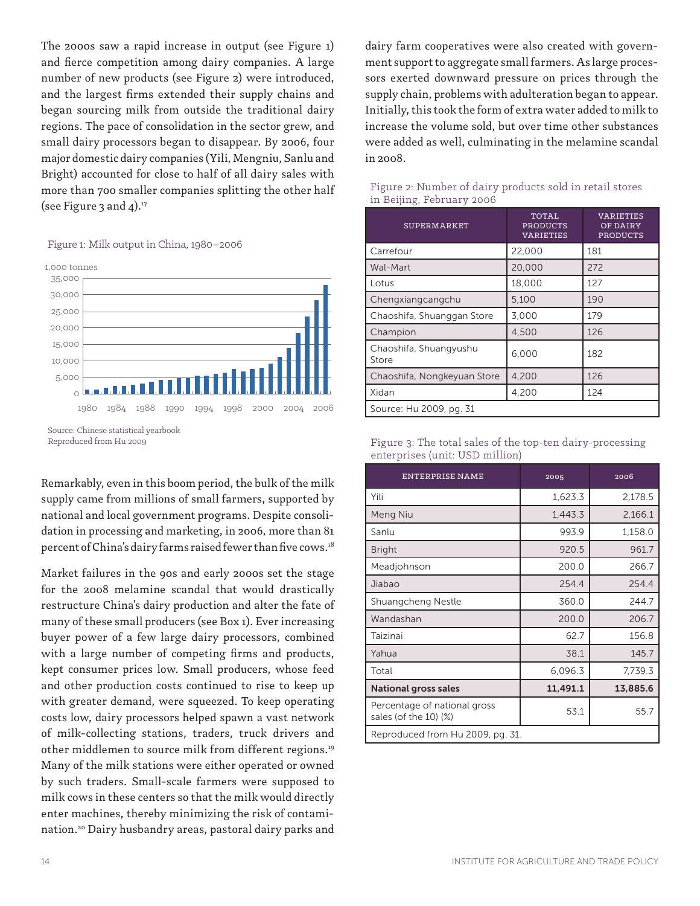The 2000s saw a rapid increase in output (see Figure 1) and fierce competition among dairy companies. A large number of new products (see Figure 2) were introduced, and the largest firms extended their supply chains and began sourcing milk from outside the traditional dairy regions. The pace of consolidation in the sector grew, and small dairy processors began to disappear. By 2006, four major domestic dairy companies (Yili, Mengniu, Sanlu and Bright) accounted for close to half of all dairy sales with more than 700 smaller companies splitting the other half (see Figure 3 and 4).[17]

Figure 1: Milk output in China, 1980–2006

Source: Chinese statistical yearbook
Reproduced from Hu 2009

Remarkably, even in this boom period, the bulk of the milk supply came from millions of small farmers, supported by national and local government programs. Despite consolidation in processing and marketing, in 2006, more than 81 percent of China's dairy farms raised fewer than five cows.[18]

Market failures in the 90s and early 2000s set the stage for the 2008 melamine scandal that would drastically restructure China's dairy production and alter the fate of many of these small producers (see Box 1). Ever increasing buyer power of a few large dairy processors, combined with a large number of competing firms and products, kept consumer prices low. Small producers, whose feed and other production costs continued to rise to keep up with greater demand, were squeezed. To keep operating costs low, dairy processors helped spawn a vast network of milk-collecting stations, traders, truck drivers and other middlemen to source milk from different regions.[19] Many of the milk stations were either operated or owned by such traders. Small-scale farmers were supposed to milk cows in these centers so that the milk would directly enter machines, thereby minimizing the risk of contamination.[20] Dairy husbandry areas, pastoral dairy parks and dairy farm cooperatives were also created with government support to aggregate small farmers. As large processors exerted downward pressure on prices through the supply chain, problems with adulteration began to appear. Initially, this took the form of extra water added to milk to increase the volume sold, but over time other substances were added as well, culminating in the melamine scandal in 2008.

Figure 2: Number of dairy products sold in retail stores in Beijing, February 2006

| SUPERMARKET | TOTAL PRODUCTS VARIETIES | VARIETIES OF DAIRY PRODUCTS |
|---|---|---|
| Carrefour | 22,000 | 181 |
| Wal-Mart | 20,000 | 272 |
| Lotus | 18,000 | 127 |
| Chengxiangcangchu | 5,100 | 190 |
| Chaoshifa, Shuanggan Store | 3,000 | 179 |
| Champion | 4,500 | 126 |
| Chaoshifa, Shuangyushu Store | 6,000 | 182 |
| Chaoshifa, Nongkeyuan Store | 4,200 | 126 |
| Xidan | 4,200 | 124 |
| Source: Hu 2009, pg. 31 | | |

Figure 3: The total sales of the top-ten dairy-processing enterprises (unit: USD million)

| ENTERPRISE NAME | 2005 | 2006 |
|---|---|---|
| Yili | 1,623.3 | 2,178.5 |
| Meng Niu | 1,443.3 | 2,166.1 |
| Sanlu | 993.9 | 1,158.0 |
| Bright | 920.5 | 961.7 |
| Meadjohnson | 200.0 | 266.7 |
| Jiabao | 254.4 | 254.4 |
| Shuangcheng Nestle | 360.0 | 244.7 |
| Wandashan | 200.0 | 206.7 |
| Taizinai | 62.7 | 156.8 |
| Yahua | 38.1 | 145.7 |
| Total | 6,096.3 | 7,739.3 |
| **National gross sales** | **11,491.1** | **13,885.6** |
| Percentage of national gross sales (of the 10) (%) | 53.1 | 55.7 |
| Reproduced from Hu 2009, pg. 31. | | |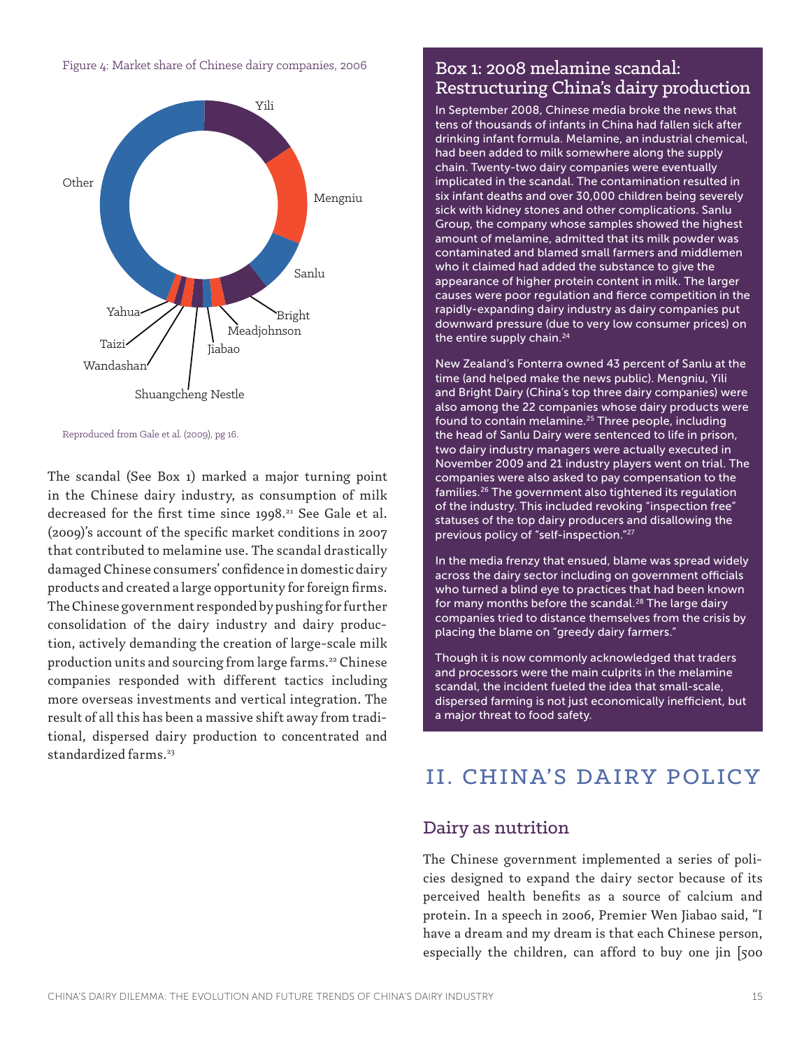Figure 4: Market share of Chinese dairy companies, 2006

Yili

Mengniu

Sanlu

Bright

Meadjohnson

Jiabao

Shuangcheng Nestle

Wandashan

Taizi

Yahua

Other

Reproduced from Gale et al. (2009), pg 16.

The scandal (See Box 1) marked a major turning point in the Chinese dairy industry, as consumption of milk decreased for the first time since 1998.[21] See Gale et al. (2009)'s account of the specific market conditions in 2007 that contributed to melamine use. The scandal drastically damaged Chinese consumers' confidence in domestic dairy products and created a large opportunity for foreign firms. The Chinese government responded by pushing for further consolidation of the dairy industry and dairy production, actively demanding the creation of large-scale milk production units and sourcing from large farms.[22] Chinese companies responded with different tactics including more overseas investments and vertical integration. The result of all this has been a massive shift away from traditional, dispersed dairy production to concentrated and standardized farms.[23]

### Box 1: 2008 melamine scandal: Restructuring China's dairy production

In September 2008, Chinese media broke the news that tens of thousands of infants in China had fallen sick after drinking infant formula. Melamine, an industrial chemical, had been added to milk somewhere along the supply chain. Twenty-two dairy companies were eventually implicated in the scandal. The contamination resulted in six infant deaths and over 30,000 children being severely sick with kidney stones and other complications. Sanlu Group, the company whose samples showed the highest amount of melamine, admitted that its milk powder was contaminated and blamed small farmers and middlemen who it claimed had added the substance to give the appearance of higher protein content in milk. The larger causes were poor regulation and fierce competition in the rapidly-expanding dairy industry as dairy companies put downward pressure (due to very low consumer prices) on the entire supply chain.[24]

New Zealand's Fonterra owned 43 percent of Sanlu at the time (and helped make the news public). Mengniu, Yili and Bright Dairy (China's top three dairy companies) were also among the 22 companies whose dairy products were found to contain melamine.[25] Three people, including the head of Sanlu Dairy were sentenced to life in prison, two dairy industry managers were actually executed in November 2009 and 21 industry players went on trial. The companies were also asked to pay compensation to the families.[26] The government also tightened its regulation of the industry. This included revoking "inspection free" statuses of the top dairy producers and disallowing the previous policy of "self-inspection."[27]

In the media frenzy that ensued, blame was spread widely across the dairy sector including on government officials who turned a blind eye to practices that had been known for many months before the scandal.[28] The large dairy companies tried to distance themselves from the crisis by placing the blame on "greedy dairy farmers."

Though it is now commonly acknowledged that traders and processors were the main culprits in the melamine scandal, the incident fueled the idea that small-scale, dispersed farming is not just economically inefficient, but a major threat to food safety.

# II. CHINA'S DAIRY POLICY

## Dairy as nutrition

The Chinese government implemented a series of policies designed to expand the dairy sector because of its perceived health benefits as a source of calcium and protein. In a speech in 2006, Premier Wen Jiabao said, "I have a dream and my dream is that each Chinese person, especially the children, can afford to buy one jin [500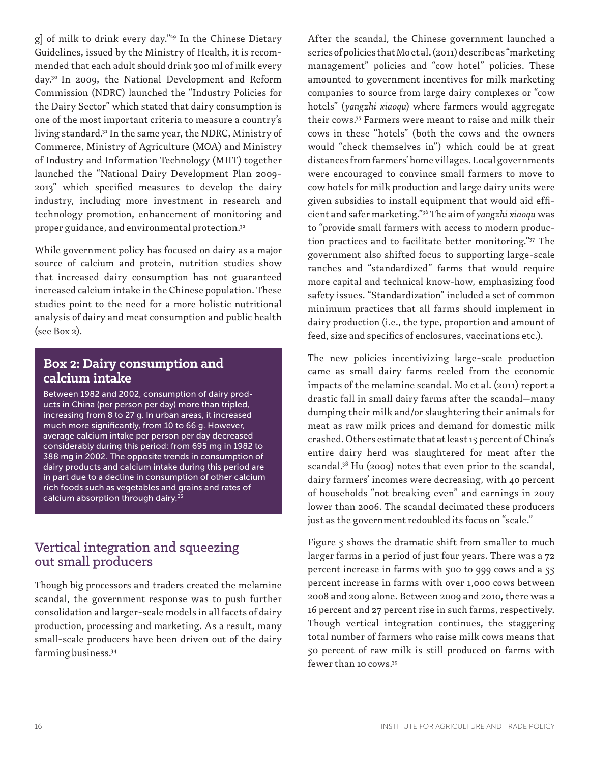g] of milk to drink every day."[29] In the Chinese Dietary Guidelines, issued by the Ministry of Health, it is recommended that each adult should drink 300 ml of milk every day.[30] In 2009, the National Development and Reform Commission (NDRC) launched the "Industry Policies for the Dairy Sector" which stated that dairy consumption is one of the most important criteria to measure a country's living standard.[31] In the same year, the NDRC, Ministry of Commerce, Ministry of Agriculture (MOA) and Ministry of Industry and Information Technology (MIIT) together launched the "National Dairy Development Plan 2009-2013" which specified measures to develop the dairy industry, including more investment in research and technology promotion, enhancement of monitoring and proper guidance, and environmental protection.[32]

While government policy has focused on dairy as a major source of calcium and protein, nutrition studies show that increased dairy consumption has not guaranteed increased calcium intake in the Chinese population. These studies point to the need for a more holistic nutritional analysis of dairy and meat consumption and public health (see Box 2).

### Box 2: Dairy consumption and calcium intake

Between 1982 and 2002, consumption of dairy products in China (per person per day) more than tripled, increasing from 8 to 27 g. In urban areas, it increased much more significantly, from 10 to 66 g. However, average calcium intake per person per day decreased considerably during this period: from 695 mg in 1982 to 388 mg in 2002. The opposite trends in consumption of dairy products and calcium intake during this period are in part due to a decline in consumption of other calcium rich foods such as vegetables and grains and rates of calcium absorption through dairy.[33]

## Vertical integration and squeezing out small producers

Though big processors and traders created the melamine scandal, the government response was to push further consolidation and larger-scale models in all facets of dairy production, processing and marketing. As a result, many small-scale producers have been driven out of the dairy farming business.[34]

After the scandal, the Chinese government launched a series of policies that Mo et al. (2011) describe as "marketing management" policies and "cow hotel" policies. These amounted to government incentives for milk marketing companies to source from large dairy complexes or "cow hotels" (*yangzhi xiaoqu*) where farmers would aggregate their cows.[35] Farmers were meant to raise and milk their cows in these "hotels" (both the cows and the owners would "check themselves in") which could be at great distances from farmers' home villages. Local governments were encouraged to convince small farmers to move to cow hotels for milk production and large dairy units were given subsidies to install equipment that would aid efficient and safer marketing."[36] The aim of *yangzhi xiaoqu* was to "provide small farmers with access to modern production practices and to facilitate better monitoring."[37] The government also shifted focus to supporting large-scale ranches and "standardized" farms that would require more capital and technical know-how, emphasizing food safety issues. "Standardization" included a set of common minimum practices that all farms should implement in dairy production (i.e., the type, proportion and amount of feed, size and specifics of enclosures, vaccinations etc.).

The new policies incentivizing large-scale production came as small dairy farms reeled from the economic impacts of the melamine scandal. Mo et al. (2011) report a drastic fall in small dairy farms after the scandal—many dumping their milk and/or slaughtering their animals for meat as raw milk prices and demand for domestic milk crashed. Others estimate that at least 15 percent of China's entire dairy herd was slaughtered for meat after the scandal.[38] Hu (2009) notes that even prior to the scandal, dairy farmers' incomes were decreasing, with 40 percent of households "not breaking even" and earnings in 2007 lower than 2006. The scandal decimated these producers just as the government redoubled its focus on "scale."

Figure 5 shows the dramatic shift from smaller to much larger farms in a period of just four years. There was a 72 percent increase in farms with 500 to 999 cows and a 55 percent increase in farms with over 1,000 cows between 2008 and 2009 alone. Between 2009 and 2010, there was a 16 percent and 27 percent rise in such farms, respectively. Though vertical integration continues, the staggering total number of farmers who raise milk cows means that 50 percent of raw milk is still produced on farms with fewer than 10 cows.[39]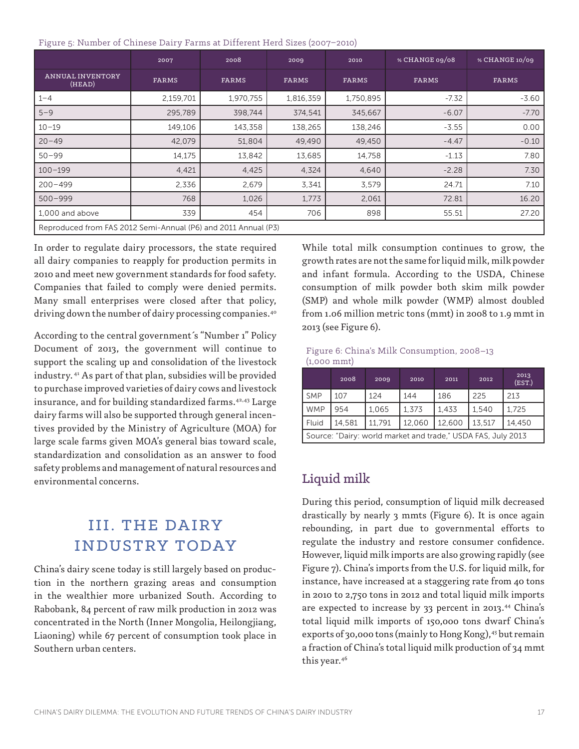Figure 5: Number of Chinese Dairy Farms at Different Herd Sizes (2007–2010)

| | 2007 | 2008 | 2009 | 2010 | % CHANGE 09/08 | % CHANGE 10/09 |
|---|---|---|---|---|---|---|
| ANNUAL INVENTORY (HEAD) | FARMS | FARMS | FARMS | FARMS | FARMS | FARMS |
| 1–4 | 2,159,701 | 1,970,755 | 1,816,359 | 1,750,895 | -7.32 | -3.60 |
| 5–9 | 295,789 | 398,744 | 374,541 | 345,667 | -6.07 | -7.70 |
| 10–19 | 149,106 | 143,358 | 138,265 | 138,246 | -3.55 | 0.00 |
| 20–49 | 42,079 | 51,804 | 49,490 | 49,450 | -4.47 | -0.10 |
| 50–99 | 14,175 | 13,842 | 13,685 | 14,758 | -1.13 | 7.80 |
| 100–199 | 4,421 | 4,425 | 4,324 | 4,640 | -2.28 | 7.30 |
| 200–499 | 2,336 | 2,679 | 3,341 | 3,579 | 24.71 | 7.10 |
| 500–999 | 768 | 1,026 | 1,773 | 2,061 | 72.81 | 16.20 |
| 1,000 and above | 339 | 454 | 706 | 898 | 55.51 | 27.20 |

Reproduced from FAS 2012 Semi-Annual (P6) and 2011 Annual (P3)

In order to regulate dairy processors, the state required all dairy companies to reapply for production permits in 2010 and meet new government standards for food safety. Companies that failed to comply were denied permits. Many small enterprises were closed after that policy, driving down the number of dairy processing companies.[40]

According to the central government´s "Number 1" Policy Document of 2013, the government will continue to support the scaling up and consolidation of the livestock industry.[41] As part of that plan, subsidies will be provided to purchase improved varieties of dairy cows and livestock insurance, and for building standardized farms.[42,43] Large dairy farms will also be supported through general incentives provided by the Ministry of Agriculture (MOA) for large scale farms given MOA's general bias toward scale, standardization and consolidation as an answer to food safety problems and management of natural resources and environmental concerns.

# III. THE DAIRY INDUSTRY TODAY

China's dairy scene today is still largely based on production in the northern grazing areas and consumption in the wealthier more urbanized South. According to Rabobank, 84 percent of raw milk production in 2012 was concentrated in the North (Inner Mongolia, Heilongjiang, Liaoning) while 67 percent of consumption took place in Southern urban centers.

While total milk consumption continues to grow, the growth rates are not the same for liquid milk, milk powder and infant formula. According to the USDA, Chinese consumption of milk powder both skim milk powder (SMP) and whole milk powder (WMP) almost doubled from 1.06 million metric tons (mmt) in 2008 to 1.9 mmt in 2013 (see Figure 6).

Figure 6: China's Milk Consumption, 2008–13 (1,000 mmt)

| | 2008 | 2009 | 2010 | 2011 | 2012 | 2013 (EST.) |
|---|---|---|---|---|---|---|
| SMP | 107 | 124 | 144 | 186 | 225 | 213 |
| WMP | 954 | 1,065 | 1,373 | 1,433 | 1,540 | 1,725 |
| Fluid | 14,581 | 11,791 | 12,060 | 12,600 | 13,517 | 14,450 |

Source: "Dairy: world market and trade," USDA FAS, July 2013

## Liquid milk

During this period, consumption of liquid milk decreased drastically by nearly 3 mmts (Figure 6). It is once again rebounding, in part due to governmental efforts to regulate the industry and restore consumer confidence. However, liquid milk imports are also growing rapidly (see Figure 7). China's imports from the U.S. for liquid milk, for instance, have increased at a staggering rate from 40 tons in 2010 to 2,750 tons in 2012 and total liquid milk imports are expected to increase by 33 percent in 2013.[44] China's total liquid milk imports of 150,000 tons dwarf China's exports of 30,000 tons (mainly to Hong Kong),[45] but remain a fraction of China's total liquid milk production of 34 mmt this year.[46]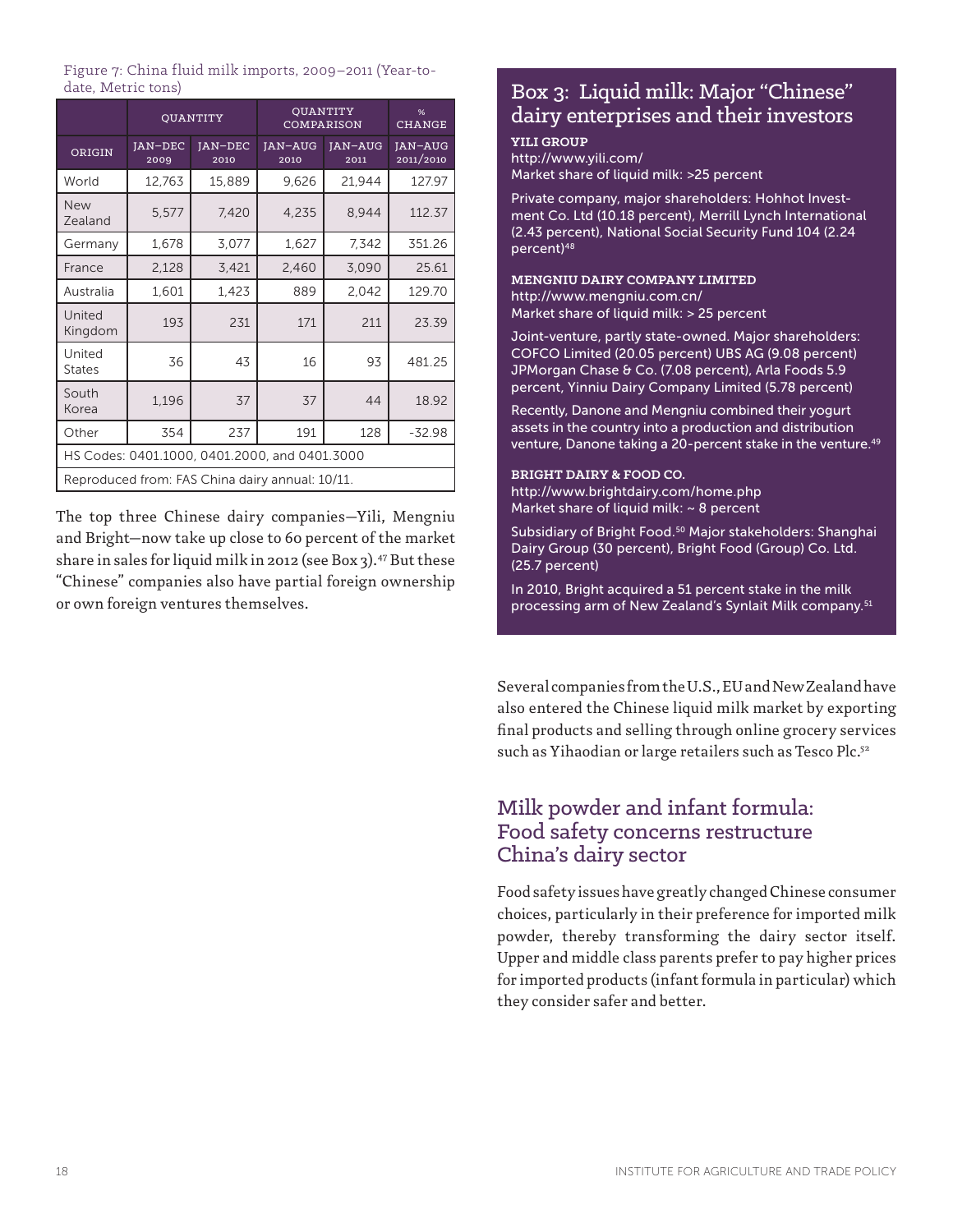Figure 7: China fluid milk imports, 2009–2011 (Year-to-date, Metric tons)

| | QUANTITY | | QUANTITY COMPARISON | | % CHANGE |
|---|---|---|---|---|---|
| ORIGIN | JAN–DEC 2009 | JAN–DEC 2010 | JAN–AUG 2010 | JAN–AUG 2011 | JAN–AUG 2011/2010 |
| World | 12,763 | 15,889 | 9,626 | 21,944 | 127.97 |
| New Zealand | 5,577 | 7,420 | 4,235 | 8,944 | 112.37 |
| Germany | 1,678 | 3,077 | 1,627 | 7,342 | 351.26 |
| France | 2,128 | 3,421 | 2,460 | 3,090 | 25.61 |
| Australia | 1,601 | 1,423 | 889 | 2,042 | 129.70 |
| United Kingdom | 193 | 231 | 171 | 211 | 23.39 |
| United States | 36 | 43 | 16 | 93 | 481.25 |
| South Korea | 1,196 | 37 | 37 | 44 | 18.92 |
| Other | 354 | 237 | 191 | 128 | -32.98 |
| HS Codes: 0401.1000, 0401.2000, and 0401.3000 | | | | | |
| Reproduced from: FAS China dairy annual: 10/11. | | | | | |

The top three Chinese dairy companies—Yili, Mengniu and Bright—now take up close to 60 percent of the market share in sales for liquid milk in 2012 (see Box 3).[47] But these "Chinese" companies also have partial foreign ownership or own foreign ventures themselves.

## Box 3: Liquid milk: Major "Chinese" dairy enterprises and their investors

**YILI GROUP**
http://www.yili.com/
Market share of liquid milk: >25 percent

Private company, major shareholders: Hohhot Investment Co. Ltd (10.18 percent), Merrill Lynch International (2.43 percent), National Social Security Fund 104 (2.24 percent)[48]

**MENGNIU DAIRY COMPANY LIMITED**
http://www.mengniu.com.cn/
Market share of liquid milk: > 25 percent

Joint-venture, partly state-owned. Major shareholders: COFCO Limited (20.05 percent) UBS AG (9.08 percent) JPMorgan Chase & Co. (7.08 percent), Arla Foods 5.9 percent, Yinniu Dairy Company Limited (5.78 percent)

Recently, Danone and Mengniu combined their yogurt assets in the country into a production and distribution venture, Danone taking a 20-percent stake in the venture.[49]

**BRIGHT DAIRY & FOOD CO.**
http://www.brightdairy.com/home.php
Market share of liquid milk: ~ 8 percent

Subsidiary of Bright Food.[50] Major stakeholders: Shanghai Dairy Group (30 percent), Bright Food (Group) Co. Ltd. (25.7 percent)

In 2010, Bright acquired a 51 percent stake in the milk processing arm of New Zealand's Synlait Milk company.[51]

Several companies from the U.S., EU and New Zealand have also entered the Chinese liquid milk market by exporting final products and selling through online grocery services such as Yihaodian or large retailers such as Tesco Plc.[52]

## Milk powder and infant formula: Food safety concerns restructure China's dairy sector

Food safety issues have greatly changed Chinese consumer choices, particularly in their preference for imported milk powder, thereby transforming the dairy sector itself. Upper and middle class parents prefer to pay higher prices for imported products (infant formula in particular) which they consider safer and better.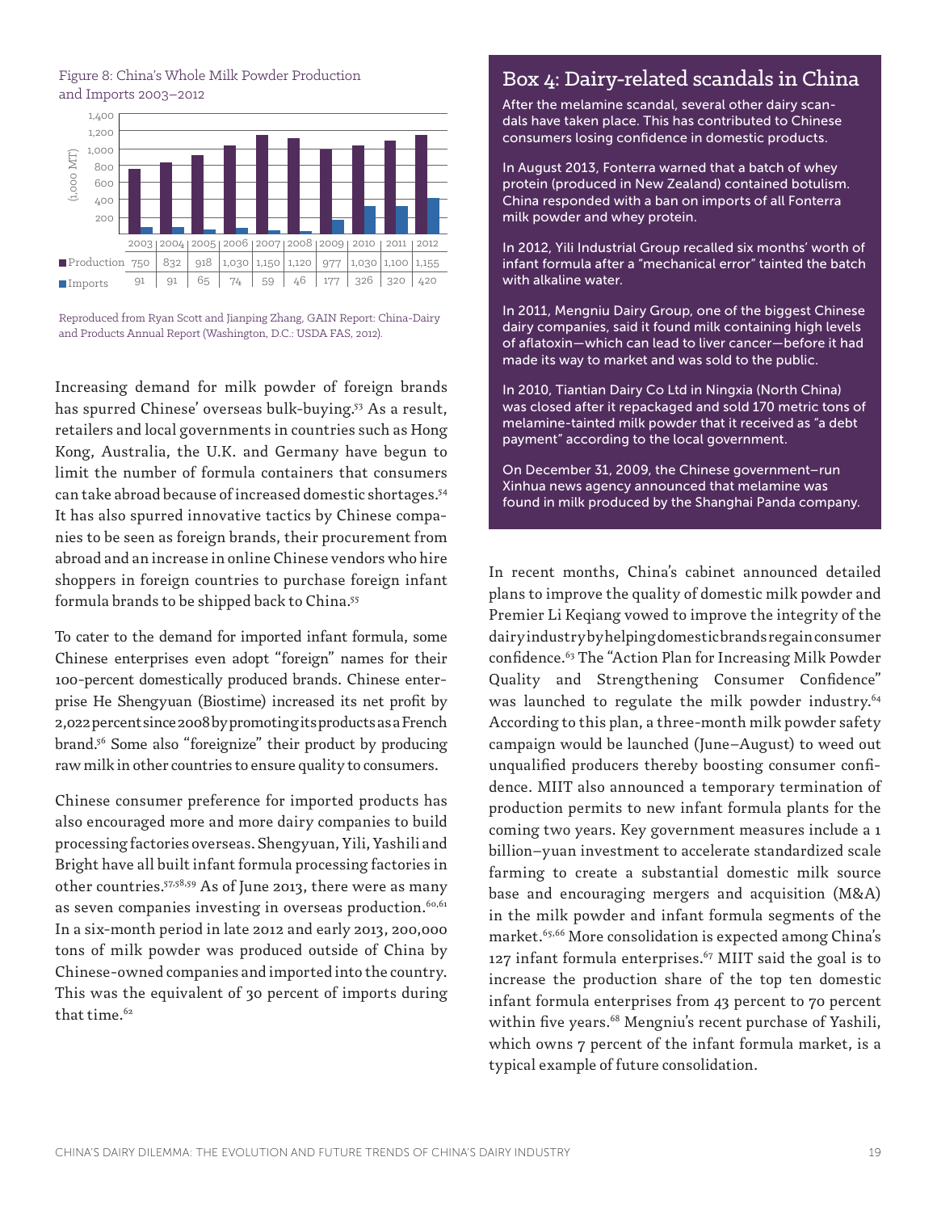Figure 8: China's Whole Milk Powder Production and Imports 2003–2012

| (1,000 MT) | 2003 | 2004 | 2005 | 2006 | 2007 | 2008 | 2009 | 2010 | 2011 | 2012 |
|---|---|---|---|---|---|---|---|---|---|---|
| Production | 750 | 832 | 918 | 1,030 | 1,150 | 1,120 | 977 | 1,030 | 1,100 | 1,155 |
| Imports | 91 | 91 | 65 | 74 | 59 | 46 | 177 | 326 | 320 | 420 |

Reproduced from Ryan Scott and Jianping Zhang, GAIN Report: China-Dairy and Products Annual Report (Washington, D.C.: USDA FAS, 2012).

Increasing demand for milk powder of foreign brands has spurred Chinese' overseas bulk-buying.[53] As a result, retailers and local governments in countries such as Hong Kong, Australia, the U.K. and Germany have begun to limit the number of formula containers that consumers can take abroad because of increased domestic shortages.[54] It has also spurred innovative tactics by Chinese companies to be seen as foreign brands, their procurement from abroad and an increase in online Chinese vendors who hire shoppers in foreign countries to purchase foreign infant formula brands to be shipped back to China.[55]

To cater to the demand for imported infant formula, some Chinese enterprises even adopt "foreign" names for their 100-percent domestically produced brands. Chinese enterprise He Shengyuan (Biostime) increased its net profit by 2,022 percent since 2008 by promoting its products as a French brand.[56] Some also "foreignize" their product by producing raw milk in other countries to ensure quality to consumers.

Chinese consumer preference for imported products has also encouraged more and more dairy companies to build processing factories overseas. Shengyuan, Yili, Yashili and Bright have all built infant formula processing factories in other countries.[57,58,59] As of June 2013, there were as many as seven companies investing in overseas production.[60,61] In a six-month period in late 2012 and early 2013, 200,000 tons of milk powder was produced outside of China by Chinese-owned companies and imported into the country. This was the equivalent of 30 percent of imports during that time.[62]

## Box 4: Dairy-related scandals in China

After the melamine scandal, several other dairy scandals have taken place. This has contributed to Chinese consumers losing confidence in domestic products.

In August 2013, Fonterra warned that a batch of whey protein (produced in New Zealand) contained botulism. China responded with a ban on imports of all Fonterra milk powder and whey protein.

In 2012, Yili Industrial Group recalled six months' worth of infant formula after a "mechanical error" tainted the batch with alkaline water.

In 2011, Mengniu Dairy Group, one of the biggest Chinese dairy companies, said it found milk containing high levels of aflatoxin—which can lead to liver cancer—before it had made its way to market and was sold to the public.

In 2010, Tiantian Dairy Co Ltd in Ningxia (North China) was closed after it repackaged and sold 170 metric tons of melamine-tainted milk powder that it received as "a debt payment" according to the local government.

On December 31, 2009, the Chinese government–run Xinhua news agency announced that melamine was found in milk produced by the Shanghai Panda company.

In recent months, China's cabinet announced detailed plans to improve the quality of domestic milk powder and Premier Li Keqiang vowed to improve the integrity of the dairy industry by helping domestic brands regain consumer confidence.[63] The "Action Plan for Increasing Milk Powder Quality and Strengthening Consumer Confidence" was launched to regulate the milk powder industry.[64] According to this plan, a three-month milk powder safety campaign would be launched (June–August) to weed out unqualified producers thereby boosting consumer confidence. MIIT also announced a temporary termination of production permits to new infant formula plants for the coming two years. Key government measures include a 1 billion–yuan investment to accelerate standardized scale farming to create a substantial domestic milk source base and encouraging mergers and acquisition (M&A) in the milk powder and infant formula segments of the market.[65,66] More consolidation is expected among China's 127 infant formula enterprises.[67] MIIT said the goal is to increase the production share of the top ten domestic infant formula enterprises from 43 percent to 70 percent within five years.[68] Mengniu's recent purchase of Yashili, which owns 7 percent of the infant formula market, is a typical example of future consolidation.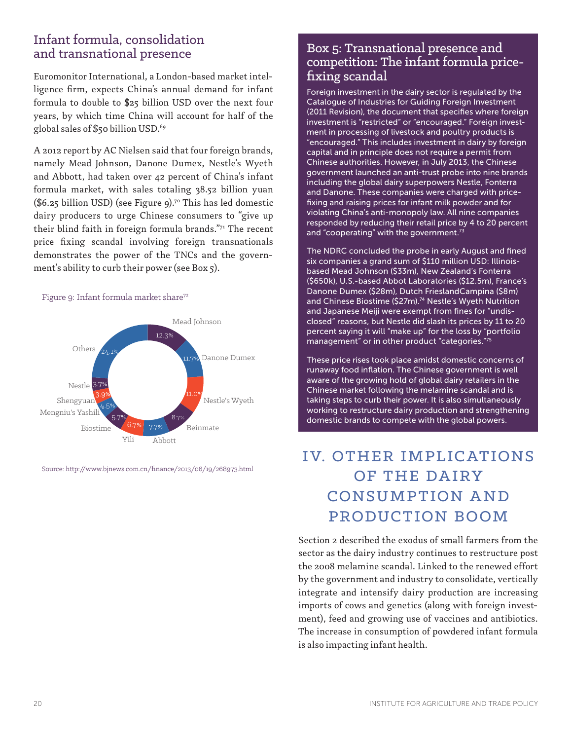## Infant formula, consolidation and transnational presence

Euromonitor International, a London-based market intelligence firm, expects China's annual demand for infant formula to double to $25 billion USD over the next four years, by which time China will account for half of the global sales of $50 billion USD.[69]

A 2012 report by AC Nielsen said that four foreign brands, namely Mead Johnson, Danone Dumex, Nestle's Wyeth and Abbott, had taken over 42 percent of China's infant formula market, with sales totaling 38.52 billion yuan ($6.25 billion USD) (see Figure 9).[70] This has led domestic dairy producers to urge Chinese consumers to "give up their blind faith in foreign formula brands."[71] The recent price fixing scandal involving foreign transnationals demonstrates the power of the TNCs and the government's ability to curb their power (see Box 5).

Figure 9: Infant formula market share[72]

| Brand | Market share |
|---|---|
| Mead Johnson | 12.3% |
| Danone Dumex | 11.7% |
| Nestle's Wyeth | 11.0% |
| Beinmate | 8.7% |
| Abbott | 7.7% |
| Yili | 6.7% |
| Biostime | 5.7% |
| Mengniu's Yashili | 4.5% |
| Shengyuan | 3.9% |
| Nestle | 3.7% |
| Others | 24.1% |

Source: http://www.bjnews.com.cn/finance/2013/06/19/268973.html

### Box 5: Transnational presence and competition: The infant formula price-fixing scandal

Foreign investment in the dairy sector is regulated by the Catalogue of Industries for Guiding Foreign Investment (2011 Revision), the document that specifies where foreign investment is "restricted" or "encouraged." Foreign investment in processing of livestock and poultry products is "encouraged." This includes investment in dairy by foreign capital and in principle does not require a permit from Chinese authorities. However, in July 2013, the Chinese government launched an anti-trust probe into nine brands including the global dairy superpowers Nestle, Fonterra and Danone. These companies were charged with price-fixing and raising prices for infant milk powder and for violating China's anti-monopoly law. All nine companies responded by reducing their retail price by 4 to 20 percent and "cooperating" with the government.[73]

The NDRC concluded the probe in early August and fined six companies a grand sum of $110 million USD: Illinois-based Mead Johnson ($33m), New Zealand's Fonterra ($650k), U.S.-based Abbot Laboratories ($12.5m), France's Danone Dumex ($28m), Dutch FrieslandCampina ($8m) and Chinese Biostime ($27m).[74] Nestle's Wyeth Nutrition and Japanese Meiji were exempt from fines for "undisclosed" reasons, but Nestle did slash its prices by 11 to 20 percent saying it will "make up" for the loss by "portfolio management" or in other product "categories."[75]

These price rises took place amidst domestic concerns of runaway food inflation. The Chinese government is well aware of the growing hold of global dairy retailers in the Chinese market following the melamine scandal and is taking steps to curb their power. It is also simultaneously working to restructure dairy production and strengthening domestic brands to compete with the global powers.

# IV. OTHER IMPLICATIONS OF THE DAIRY CONSUMPTION AND PRODUCTION BOOM

Section 2 described the exodus of small farmers from the sector as the dairy industry continues to restructure post the 2008 melamine scandal. Linked to the renewed effort by the government and industry to consolidate, vertically integrate and intensify dairy production are increasing imports of cows and genetics (along with foreign investment), feed and growing use of vaccines and antibiotics. The increase in consumption of powdered infant formula is also impacting infant health.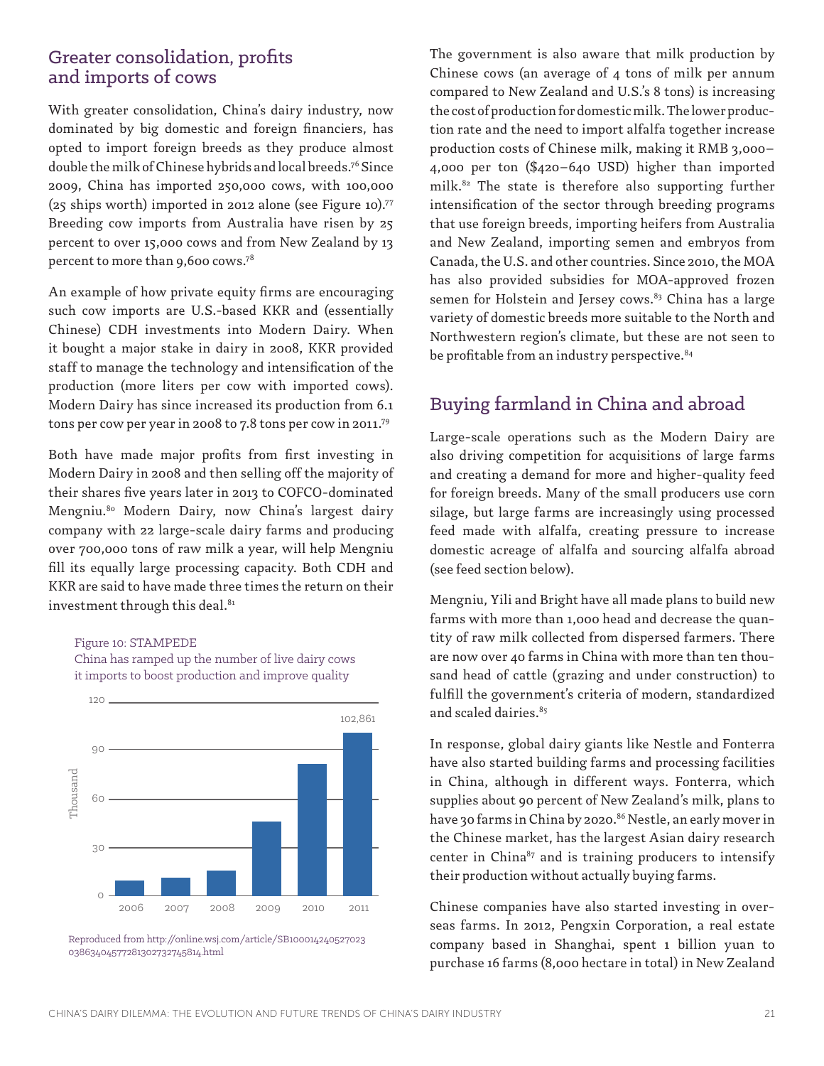## Greater consolidation, profits and imports of cows

With greater consolidation, China's dairy industry, now dominated by big domestic and foreign financiers, has opted to import foreign breeds as they produce almost double the milk of Chinese hybrids and local breeds.[76] Since 2009, China has imported 250,000 cows, with 100,000 (25 ships worth) imported in 2012 alone (see Figure 10).[77] Breeding cow imports from Australia have risen by 25 percent to over 15,000 cows and from New Zealand by 13 percent to more than 9,600 cows.[78]

An example of how private equity firms are encouraging such cow imports are U.S.-based KKR and (essentially Chinese) CDH investments into Modern Dairy. When it bought a major stake in dairy in 2008, KKR provided staff to manage the technology and intensification of the production (more liters per cow with imported cows). Modern Dairy has since increased its production from 6.1 tons per cow per year in 2008 to 7.8 tons per cow in 2011.[79]

Both have made major profits from first investing in Modern Dairy in 2008 and then selling off the majority of their shares five years later in 2013 to COFCO-dominated Mengniu.[80] Modern Dairy, now China's largest dairy company with 22 large-scale dairy farms and producing over 700,000 tons of raw milk a year, will help Mengniu fill its equally large processing capacity. Both CDH and KKR are said to have made three times the return on their investment through this deal.[81]

Figure 10: STAMPEDE
China has ramped up the number of live dairy cows it imports to boost production and improve quality

| Year | Thousand |
|---|---|
| 2006 | ~9 |
| 2007 | ~11 |
| 2008 | ~15 |
| 2009 | ~46 |
| 2010 | ~81 |
| 2011 | 102,861 |

Reproduced from http://online.wsj.com/article/SB10001424052702303863404577281302732745814.html

The government is also aware that milk production by Chinese cows (an average of 4 tons of milk per annum compared to New Zealand and U.S.'s 8 tons) is increasing the cost of production for domestic milk. The lower production rate and the need to import alfalfa together increase production costs of Chinese milk, making it RMB 3,000–4,000 per ton ($420–640 USD) higher than imported milk.[82] The state is therefore also supporting further intensification of the sector through breeding programs that use foreign breeds, importing heifers from Australia and New Zealand, importing semen and embryos from Canada, the U.S. and other countries. Since 2010, the MOA has also provided subsidies for MOA-approved frozen semen for Holstein and Jersey cows.[83] China has a large variety of domestic breeds more suitable to the North and Northwestern region's climate, but these are not seen to be profitable from an industry perspective.[84]

## Buying farmland in China and abroad

Large-scale operations such as the Modern Dairy are also driving competition for acquisitions of large farms and creating a demand for more and higher-quality feed for foreign breeds. Many of the small producers use corn silage, but large farms are increasingly using processed feed made with alfalfa, creating pressure to increase domestic acreage of alfalfa and sourcing alfalfa abroad (see feed section below).

Mengniu, Yili and Bright have all made plans to build new farms with more than 1,000 head and decrease the quantity of raw milk collected from dispersed farmers. There are now over 40 farms in China with more than ten thousand head of cattle (grazing and under construction) to fulfill the government's criteria of modern, standardized and scaled dairies.[85]

In response, global dairy giants like Nestle and Fonterra have also started building farms and processing facilities in China, although in different ways. Fonterra, which supplies about 90 percent of New Zealand's milk, plans to have 30 farms in China by 2020.[86] Nestle, an early mover in the Chinese market, has the largest Asian dairy research center in China[87] and is training producers to intensify their production without actually buying farms.

Chinese companies have also started investing in overseas farms. In 2012, Pengxin Corporation, a real estate company based in Shanghai, spent 1 billion yuan to purchase 16 farms (8,000 hectare in total) in New Zealand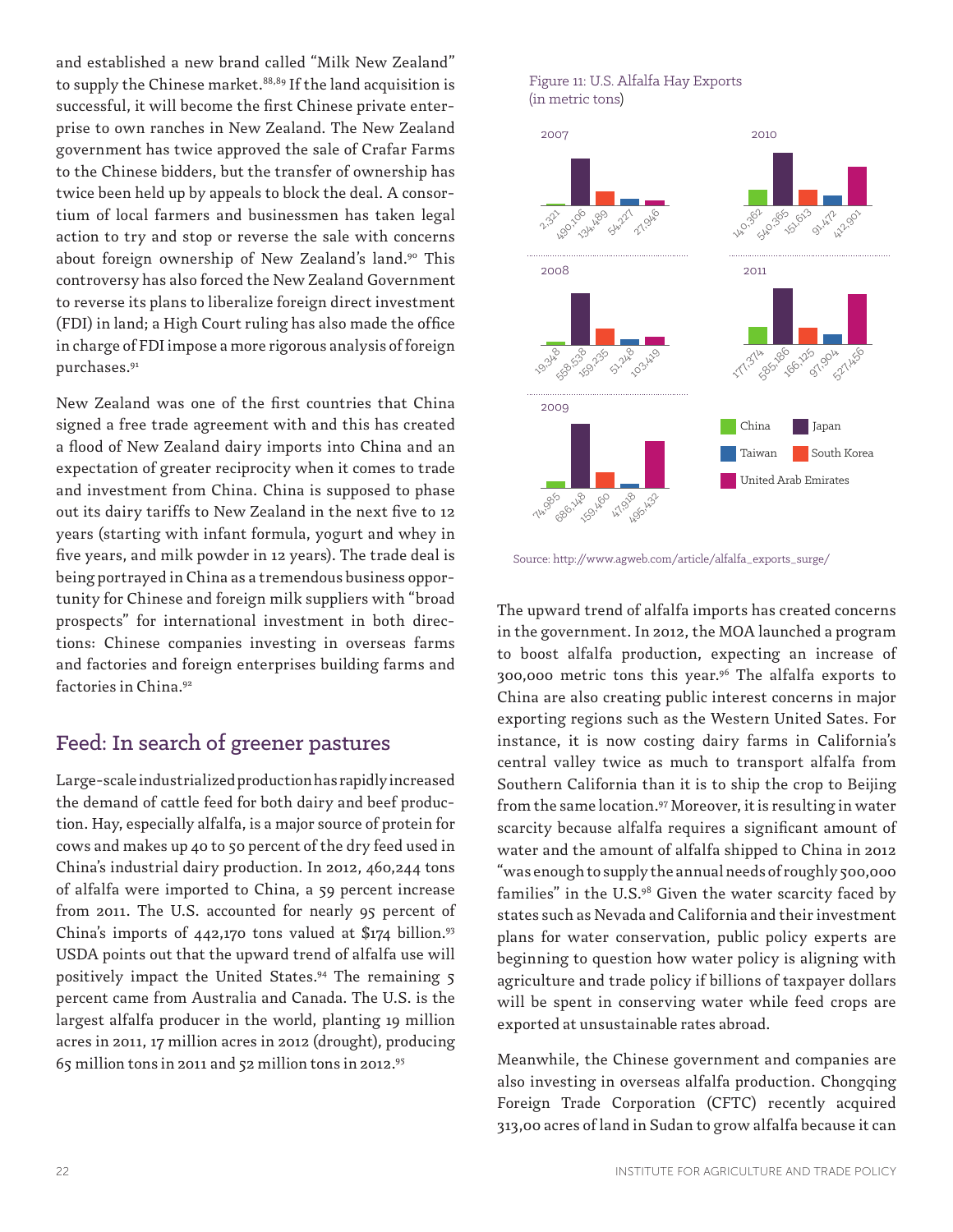and established a new brand called "Milk New Zealand" to supply the Chinese market.[88,89] If the land acquisition is successful, it will become the first Chinese private enterprise to own ranches in New Zealand. The New Zealand government has twice approved the sale of Crafar Farms to the Chinese bidders, but the transfer of ownership has twice been held up by appeals to block the deal. A consortium of local farmers and businessmen has taken legal action to try and stop or reverse the sale with concerns about foreign ownership of New Zealand's land.[90] This controversy has also forced the New Zealand Government to reverse its plans to liberalize foreign direct investment (FDI) in land; a High Court ruling has also made the office in charge of FDI impose a more rigorous analysis of foreign purchases.[91]

New Zealand was one of the first countries that China signed a free trade agreement with and this has created a flood of New Zealand dairy imports into China and an expectation of greater reciprocity when it comes to trade and investment from China. China is supposed to phase out its dairy tariffs to New Zealand in the next five to 12 years (starting with infant formula, yogurt and whey in five years, and milk powder in 12 years). The trade deal is being portrayed in China as a tremendous business opportunity for Chinese and foreign milk suppliers with "broad prospects" for international investment in both directions: Chinese companies investing in overseas farms and factories and foreign enterprises building farms and factories in China.[92]

## Feed: In search of greener pastures

Large-scale industrialized production has rapidly increased the demand of cattle feed for both dairy and beef production. Hay, especially alfalfa, is a major source of protein for cows and makes up 40 to 50 percent of the dry feed used in China's industrial dairy production. In 2012, 460,244 tons of alfalfa were imported to China, a 59 percent increase from 2011. The U.S. accounted for nearly 95 percent of China's imports of 442,170 tons valued at $174 billion.[93] USDA points out that the upward trend of alfalfa use will positively impact the United States.[94] The remaining 5 percent came from Australia and Canada. The U.S. is the largest alfalfa producer in the world, planting 19 million acres in 2011, 17 million acres in 2012 (drought), producing 65 million tons in 2011 and 52 million tons in 2012.[95]

Figure 11: U.S. Alfalfa Hay Exports (in metric tons)

| Year | China | Japan | South Korea | Taiwan | United Arab Emirates |
|---|---|---|---|---|---|
| 2007 | 2,321 | 490,106 | 134,489 | 54,227 | 27,946 |
| 2008 | 19,348 | 558,538 | 159,235 | 51,248 | 103,419 |
| 2009 | 74,985 | 686,148 | 159,460 | 47,918 | 495,432 |
| 2010 | 140,362 | 540,365 | 151,613 | 91,472 | 412,901 |
| 2011 | 171,374 | 585,186 | 166,125 | 97,904 | 527,456 |

Source: http://www.agweb.com/article/alfalfa_exports_surge/

The upward trend of alfalfa imports has created concerns in the government. In 2012, the MOA launched a program to boost alfalfa production, expecting an increase of 300,000 metric tons this year.[96] The alfalfa exports to China are also creating public interest concerns in major exporting regions such as the Western United Sates. For instance, it is now costing dairy farms in California's central valley twice as much to transport alfalfa from Southern California than it is to ship the crop to Beijing from the same location.[97] Moreover, it is resulting in water scarcity because alfalfa requires a significant amount of water and the amount of alfalfa shipped to China in 2012 "was enough to supply the annual needs of roughly 500,000 families" in the U.S.[98] Given the water scarcity faced by states such as Nevada and California and their investment plans for water conservation, public policy experts are beginning to question how water policy is aligning with agriculture and trade policy if billions of taxpayer dollars will be spent in conserving water while feed crops are exported at unsustainable rates abroad.

Meanwhile, the Chinese government and companies are also investing in overseas alfalfa production. Chongqing Foreign Trade Corporation (CFTC) recently acquired 313,00 acres of land in Sudan to grow alfalfa because it can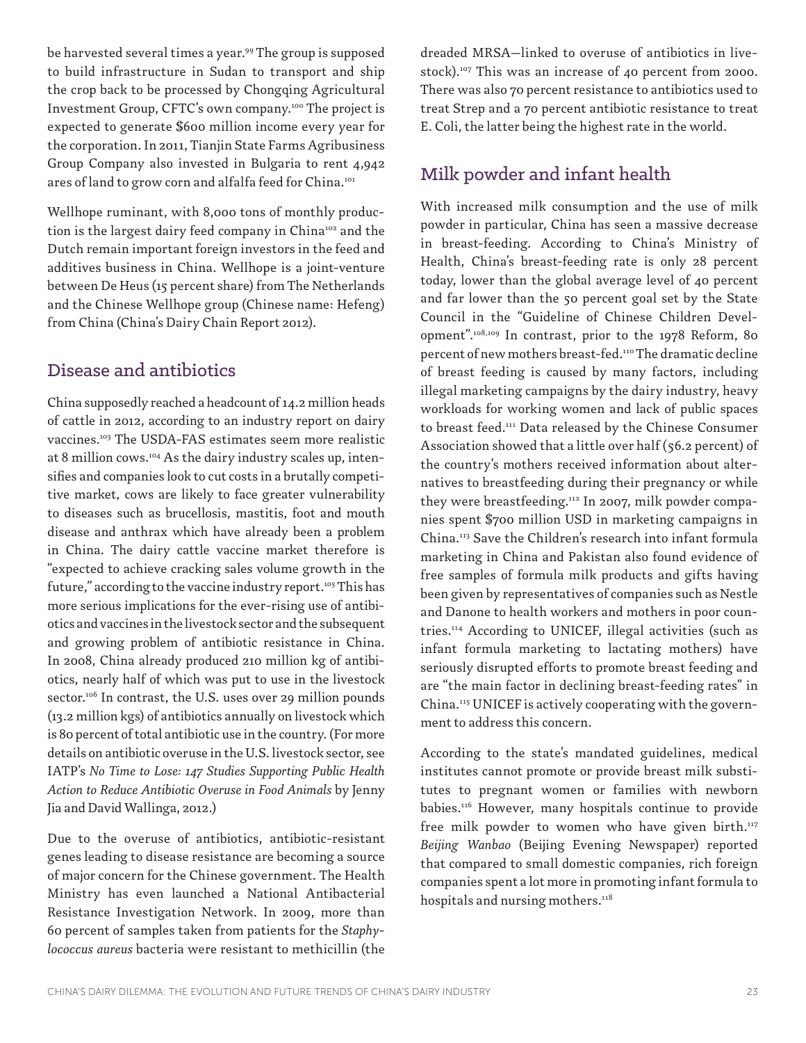be harvested several times a year.[99] The group is supposed to build infrastructure in Sudan to transport and ship the crop back to be processed by Chongqing Agricultural Investment Group, CFTC's own company.[100] The project is expected to generate $600 million income every year for the corporation. In 2011, Tianjin State Farms Agribusiness Group Company also invested in Bulgaria to rent 4,942 ares of land to grow corn and alfalfa feed for China.[101]

Wellhope ruminant, with 8,000 tons of monthly production is the largest dairy feed company in China[102] and the Dutch remain important foreign investors in the feed and additives business in China. Wellhope is a joint-venture between De Heus (15 percent share) from The Netherlands and the Chinese Wellhope group (Chinese name: Hefeng) from China (China's Dairy Chain Report 2012).

## Disease and antibiotics

China supposedly reached a headcount of 14.2 million heads of cattle in 2012, according to an industry report on dairy vaccines.[103] The USDA-FAS estimates seem more realistic at 8 million cows.[104] As the dairy industry scales up, intensifies and companies look to cut costs in a brutally competitive market, cows are likely to face greater vulnerability to diseases such as brucellosis, mastitis, foot and mouth disease and anthrax which have already been a problem in China. The dairy cattle vaccine market therefore is "expected to achieve cracking sales volume growth in the future," according to the vaccine industry report.[105] This has more serious implications for the ever-rising use of antibiotics and vaccines in the livestock sector and the subsequent and growing problem of antibiotic resistance in China. In 2008, China already produced 210 million kg of antibiotics, nearly half of which was put to use in the livestock sector.[106] In contrast, the U.S. uses over 29 million pounds (13.2 million kgs) of antibiotics annually on livestock which is 80 percent of total antibiotic use in the country. (For more details on antibiotic overuse in the U.S. livestock sector, see IATP's *No Time to Lose: 147 Studies Supporting Public Health Action to Reduce Antibiotic Overuse in Food Animals* by Jenny Jia and David Wallinga, 2012.)

Due to the overuse of antibiotics, antibiotic-resistant genes leading to disease resistance are becoming a source of major concern for the Chinese government. The Health Ministry has even launched a National Antibacterial Resistance Investigation Network. In 2009, more than 60 percent of samples taken from patients for the *Staphylococcus aureus* bacteria were resistant to methicillin (the dreaded MRSA—linked to overuse of antibiotics in livestock).[107] This was an increase of 40 percent from 2000. There was also 70 percent resistance to antibiotics used to treat Strep and a 70 percent antibiotic resistance to treat E. Coli, the latter being the highest rate in the world.

## Milk powder and infant health

With increased milk consumption and the use of milk powder in particular, China has seen a massive decrease in breast-feeding. According to China's Ministry of Health, China's breast-feeding rate is only 28 percent today, lower than the global average level of 40 percent and far lower than the 50 percent goal set by the State Council in the "Guideline of Chinese Children Development".[108,109] In contrast, prior to the 1978 Reform, 80 percent of new mothers breast-fed.[110] The dramatic decline of breast feeding is caused by many factors, including illegal marketing campaigns by the dairy industry, heavy workloads for working women and lack of public spaces to breast feed.[111] Data released by the Chinese Consumer Association showed that a little over half (56.2 percent) of the country's mothers received information about alternatives to breastfeeding during their pregnancy or while they were breastfeeding.[112] In 2007, milk powder companies spent $700 million USD in marketing campaigns in China.[113] Save the Children's research into infant formula marketing in China and Pakistan also found evidence of free samples of formula milk products and gifts having been given by representatives of companies such as Nestle and Danone to health workers and mothers in poor countries.[114] According to UNICEF, illegal activities (such as infant formula marketing to lactating mothers) have seriously disrupted efforts to promote breast feeding and are "the main factor in declining breast-feeding rates" in China.[115] UNICEF is actively cooperating with the government to address this concern.

According to the state's mandated guidelines, medical institutes cannot promote or provide breast milk substitutes to pregnant women or families with newborn babies.[116] However, many hospitals continue to provide free milk powder to women who have given birth.[117] *Beijing Wanbao* (Beijing Evening Newspaper) reported that compared to small domestic companies, rich foreign companies spent a lot more in promoting infant formula to hospitals and nursing mothers.[118]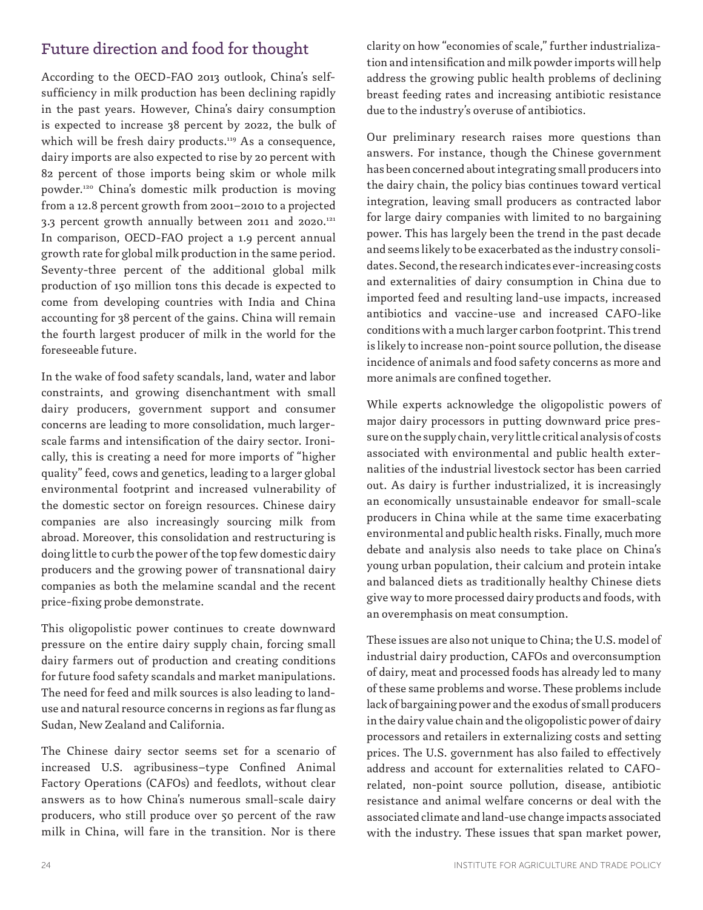## Future direction and food for thought

According to the OECD-FAO 2013 outlook, China's self-sufficiency in milk production has been declining rapidly in the past years. However, China's dairy consumption is expected to increase 38 percent by 2022, the bulk of which will be fresh dairy products.[119] As a consequence, dairy imports are also expected to rise by 20 percent with 82 percent of those imports being skim or whole milk powder.[120] China's domestic milk production is moving from a 12.8 percent growth from 2001–2010 to a projected 3.3 percent growth annually between 2011 and 2020.[121] In comparison, OECD-FAO project a 1.9 percent annual growth rate for global milk production in the same period. Seventy-three percent of the additional global milk production of 150 million tons this decade is expected to come from developing countries with India and China accounting for 38 percent of the gains. China will remain the fourth largest producer of milk in the world for the foreseeable future.

In the wake of food safety scandals, land, water and labor constraints, and growing disenchantment with small dairy producers, government support and consumer concerns are leading to more consolidation, much larger-scale farms and intensification of the dairy sector. Ironically, this is creating a need for more imports of "higher quality" feed, cows and genetics, leading to a larger global environmental footprint and increased vulnerability of the domestic sector on foreign resources. Chinese dairy companies are also increasingly sourcing milk from abroad. Moreover, this consolidation and restructuring is doing little to curb the power of the top few domestic dairy producers and the growing power of transnational dairy companies as both the melamine scandal and the recent price-fixing probe demonstrate.

This oligopolistic power continues to create downward pressure on the entire dairy supply chain, forcing small dairy farmers out of production and creating conditions for future food safety scandals and market manipulations. The need for feed and milk sources is also leading to land-use and natural resource concerns in regions as far flung as Sudan, New Zealand and California.

The Chinese dairy sector seems set for a scenario of increased U.S. agribusiness–type Confined Animal Factory Operations (CAFOs) and feedlots, without clear answers as to how China's numerous small-scale dairy producers, who still produce over 50 percent of the raw milk in China, will fare in the transition. Nor is there clarity on how "economies of scale," further industrialization and intensification and milk powder imports will help address the growing public health problems of declining breast feeding rates and increasing antibiotic resistance due to the industry's overuse of antibiotics.

Our preliminary research raises more questions than answers. For instance, though the Chinese government has been concerned about integrating small producers into the dairy chain, the policy bias continues toward vertical integration, leaving small producers as contracted labor for large dairy companies with limited to no bargaining power. This has largely been the trend in the past decade and seems likely to be exacerbated as the industry consolidates. Second, the research indicates ever-increasing costs and externalities of dairy consumption in China due to imported feed and resulting land-use impacts, increased antibiotics and vaccine-use and increased CAFO-like conditions with a much larger carbon footprint. This trend is likely to increase non-point source pollution, the disease incidence of animals and food safety concerns as more and more animals are confined together.

While experts acknowledge the oligopolistic powers of major dairy processors in putting downward price pressure on the supply chain, very little critical analysis of costs associated with environmental and public health externalities of the industrial livestock sector has been carried out. As dairy is further industrialized, it is increasingly an economically unsustainable endeavor for small-scale producers in China while at the same time exacerbating environmental and public health risks. Finally, much more debate and analysis also needs to take place on China's young urban population, their calcium and protein intake and balanced diets as traditionally healthy Chinese diets give way to more processed dairy products and foods, with an overemphasis on meat consumption.

These issues are also not unique to China; the U.S. model of industrial dairy production, CAFOs and overconsumption of dairy, meat and processed foods has already led to many of these same problems and worse. These problems include lack of bargaining power and the exodus of small producers in the dairy value chain and the oligopolistic power of dairy processors and retailers in externalizing costs and setting prices. The U.S. government has also failed to effectively address and account for externalities related to CAFO-related, non-point source pollution, disease, antibiotic resistance and animal welfare concerns or deal with the associated climate and land-use change impacts associated with the industry. These issues that span market power,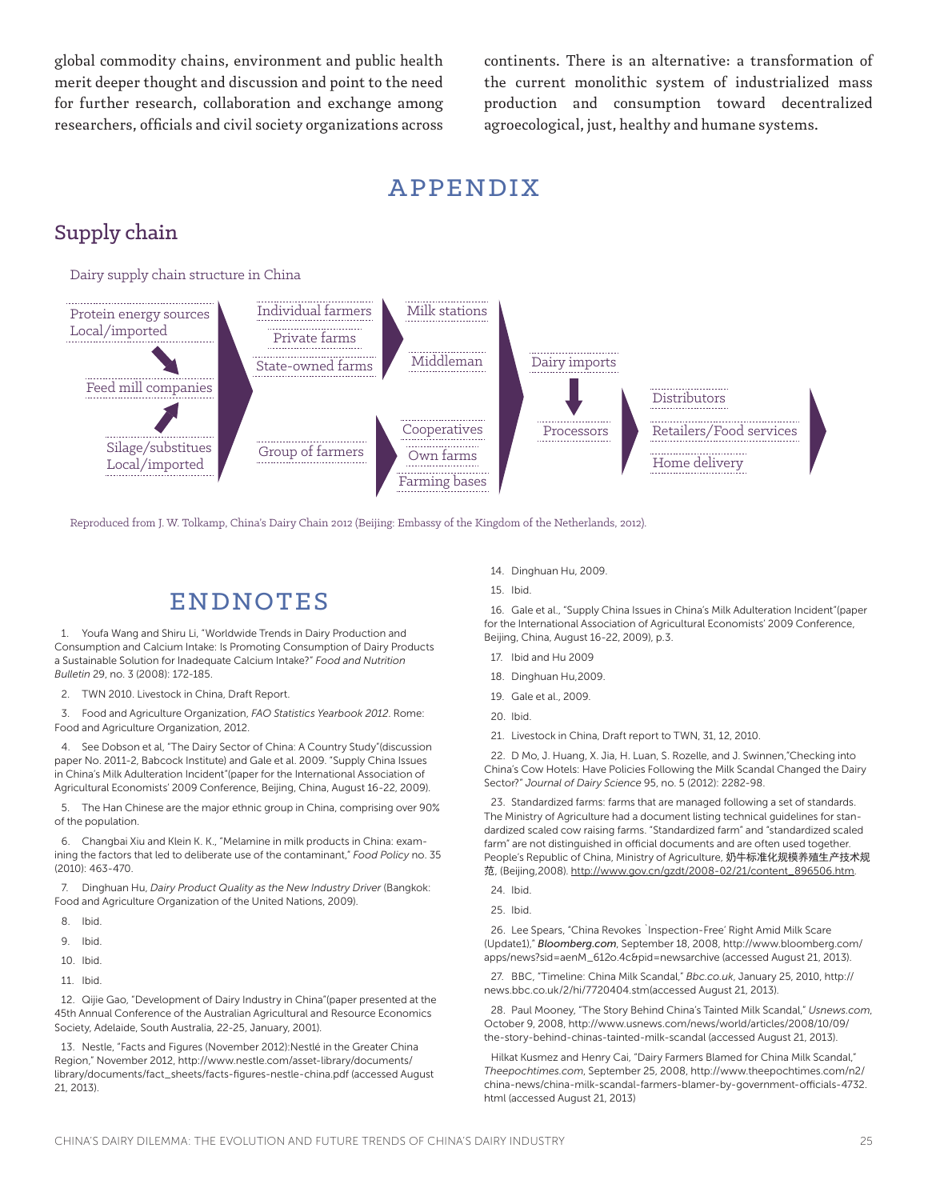global commodity chains, environment and public health merit deeper thought and discussion and point to the need for further research, collaboration and exchange among researchers, officials and civil society organizations across continents. There is an alternative: a transformation of the current monolithic system of industrialized mass production and consumption toward decentralized agroecological, just, healthy and humane systems.

# APPENDIX

## Supply chain

Dairy supply chain structure in China

Protein energy sources Local/imported → Feed mill companies ← Silage/substitues Local/imported

Individual farmers / Private farms / State-owned farms → Milk stations / Middleman

Group of farmers → Cooperatives / Own farms / Farming bases

Dairy imports → Processors → Distributors / Retailers/Food services / Home delivery

Reproduced from J. W. Tolkamp, China's Dairy Chain 2012 (Beijing: Embassy of the Kingdom of the Netherlands, 2012).

# ENDNOTES

1. Youfa Wang and Shiru Li, "Worldwide Trends in Dairy Production and Consumption and Calcium Intake: Is Promoting Consumption of Dairy Products a Sustainable Solution for Inadequate Calcium Intake?" *Food and Nutrition Bulletin* 29, no. 3 (2008): 172-185.

2. TWN 2010. Livestock in China, Draft Report.

3. Food and Agriculture Organization, *FAO Statistics Yearbook 2012*. Rome: Food and Agriculture Organization, 2012.

4. See Dobson et al, "The Dairy Sector of China: A Country Study"(discussion paper No. 2011-2, Babcock Institute) and Gale et al. 2009. "Supply China Issues in China's Milk Adulteration Incident"(paper for the International Association of Agricultural Economists' 2009 Conference, Beijing, China, August 16-22, 2009).

5. The Han Chinese are the major ethnic group in China, comprising over 90% of the population.

6. Changbai Xiu and Klein K. K., "Melamine in milk products in China: examining the factors that led to deliberate use of the contaminant," *Food Policy* no. 35 (2010): 463-470.

7. Dinghuan Hu, *Dairy Product Quality as the New Industry Driver* (Bangkok: Food and Agriculture Organization of the United Nations, 2009).

8. Ibid.

9. Ibid.

10. Ibid.

11. Ibid.

12. Qijie Gao, "Development of Dairy Industry in China"(paper presented at the 45th Annual Conference of the Australian Agricultural and Resource Economics Society, Adelaide, South Australia, 22-25, January, 2001).

13. Nestle, "Facts and Figures (November 2012):Nestlé in the Greater China Region," November 2012, http://www.nestle.com/asset-library/documents/library/documents/fact_sheets/facts-figures-nestle-china.pdf (accessed August 21, 2013).

14. Dinghuan Hu, 2009.

15. Ibid.

16. Gale et al., "Supply China Issues in China's Milk Adulteration Incident"(paper for the International Association of Agricultural Economists' 2009 Conference, Beijing, China, August 16-22, 2009), p.3.

17. Ibid and Hu 2009

18. Dinghuan Hu,2009.

19. Gale et al., 2009.

20. Ibid.

21. Livestock in China, Draft report to TWN, 31, 12, 2010.

22. D Mo, J. Huang, X. Jia, H. Luan, S. Rozelle, and J. Swinnen,"Checking into China's Cow Hotels: Have Policies Following the Milk Scandal Changed the Dairy Sector?" *Journal of Dairy Science* 95, no. 5 (2012): 2282-98.

23. Standardized farms: farms that are managed following a set of standards. The Ministry of Agriculture had a document listing technical guidelines for standardized scaled cow raising farms. "Standardized farm" and "standardized scaled farm" are not distinguished in official documents and are often used together. People's Republic of China, Ministry of Agriculture, 奶牛标准化规模养殖生产技术规范, (Beijing,2008). http://www.gov.cn/gzdt/2008-02/21/content_896506.htm.

24. Ibid.

25. Ibid.

26. Lee Spears, "China Revokes `Inspection-Free' Right Amid Milk Scare (Update1)," ***Bloomberg.com***, September 18, 2008, http://www.bloomberg.com/apps/news?sid=aenM_612o.4c&pid=newsarchive (accessed August 21, 2013).

27. BBC, "Timeline: China Milk Scandal," *Bbc.co.uk*, January 25, 2010, http://news.bbc.co.uk/2/hi/7720404.stm(accessed August 21, 2013).

28. Paul Mooney, "The Story Behind China's Tainted Milk Scandal," *Usnews.com*, October 9, 2008, http://www.usnews.com/news/world/articles/2008/10/09/the-story-behind-chinas-tainted-milk-scandal (accessed August 21, 2013).

Hilkat Kusmez and Henry Cai, "Dairy Farmers Blamed for China Milk Scandal," *Theepochtimes.com*, September 25, 2008, http://www.theepochtimes.com/n2/china-news/china-milk-scandal-farmers-blamer-by-government-officials-4732.html (accessed August 21, 2013)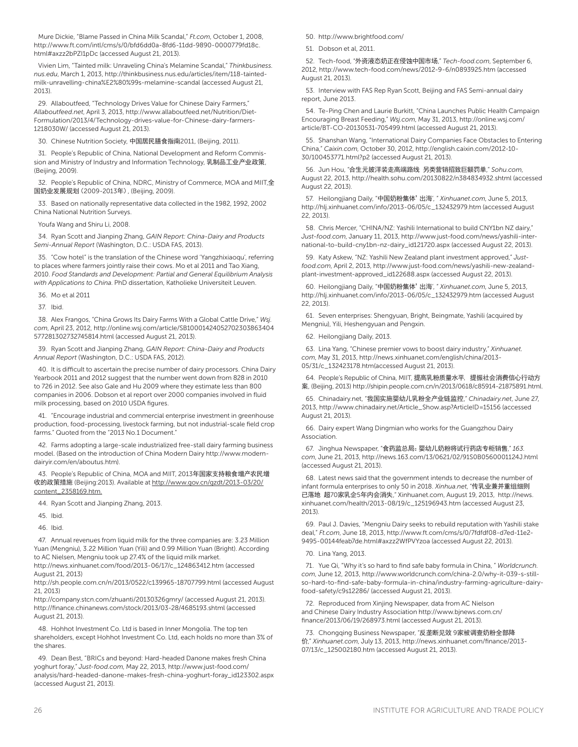Mure Dickie, "Blame Passed in China Milk Scandal," *Ft.com*, October 1, 2008, http://www.ft.com/intl/cms/s/0/bfd6dd0a-8fd6-11dd-9890-0000779fd18c.html#axzz2bPZl1pDc (accessed August 21, 2013).

Vivien Lim, "Tainted milk: Unraveling China's Melamine Scandal," *Thinkbusiness.nus.edu*, March 1, 2013, http://thinkbusiness.nus.edu/articles/item/118-tainted-milk-unravelling-china%E2%80%99s-melamine-scandal (accessed August 21, 2013).

29. Allaboutfeed, "Technology Drives Value for Chinese Dairy Farmers," *Allaboutfeed.net*, April 3, 2013, http://www.allaboutfeed.net/Nutrition/Diet-Formulation/2013/4/Technology-drives-value-for-Chinese-dairy-farmers-1218030W/ (accessed August 21, 2013).

30. Chinese Nutrition Society, 中国居民膳食指南2011, (Beijing, 2011).

31. People's Republic of China, National Development and Reform Commission and Ministry of Industry and Information Technology, 乳制品工业产业政策, (Beijing, 2009).

32. People's Republic of China, NDRC, Ministry of Commerce, MOA and MIIT,全国奶业发展规划 (2009-2013年) , (Beijing, 2009).

33. Based on nationally representative data collected in the 1982, 1992, 2002 China National Nutrition Surveys.

Youfa Wang and Shiru Li, 2008.

34. Ryan Scott and Jianping Zhang, *GAIN Report: China-Dairy and Products Semi-Annual Report* (Washington, D.C.: USDA FAS, 2013).

35. "Cow hotel" is the translation of the Chinese word 'Yangzhixiaoqu', referring to places where farmers jointly raise their cows. Mo et al 2011 and Tao Xiang, 2010. *Food Standards and Development: Partial and General Equilibrium Analysis with Applications to China*. PhD dissertation, Katholieke Universiteit Leuven.

36. Mo et al 2011

37. Ibid.

38. Alex Frangos, "China Grows Its Dairy Farms With a Global Cattle Drive," *Wsj.com*, April 23, 2012, http://online.wsj.com/article/SB10001424052702303863404577281302732745814.html (accessed August 21, 2013).

39. Ryan Scott and Jianping Zhang, *GAIN Report: China-Dairy and Products Annual Report* (Washington, D.C.: USDA FAS, 2012).

40. It is difficult to ascertain the precise number of dairy processors. China Dairy Yearbook 2011 and 2012 suggest that the number went down from 828 in 2010 to 726 in 2012. See also Gale and Hu 2009 where they estimate less than 800 companies in 2006. Dobson et al report over 2000 companies involved in fluid milk processing, based on 2010 USDA figures.

41. "Encourage industrial and commercial enterprise investment in greenhouse production, food-processing, livestock farming, but not industrial-scale field crop farms." Quoted from the "2013 No.1 Document."

42. Farms adopting a large-scale industrialized free-stall dairy farming business model. (Based on the introduction of China Modern Dairy http://www.modern-dairyir.com/en/aboutus.htm).

43. People's Republic of China, MOA and MIIT, 2013年国家支持粮食增产农民增收的政策措施 (Beijing:2013). Available at http://www.gov.cn/gzdt/2013-03/20/content_2358169.htm.

44. Ryan Scott and Jianping Zhang, 2013.

45. Ibid.

46. Ibid.

47. Annual revenues from liquid milk for the three companies are: 3.23 Million Yuan (Mengniu), 3.22 Million Yuan (Yili) and 0.99 Million Yuan (Bright). According to AC Nielsen, Mengniu took up 27.4% of the liquid milk market.
http://news.xinhuanet.com/food/2013-06/17/c_124863412.htm (accessed August 21, 2013)
http://sh.people.com.cn/n/2013/0522/c139965-18707799.html (accessed August 21, 2013)
http://company.stcn.com/zhuanti/20130326gmry/ (accessed August 21, 2013).
http://finance.chinanews.com/stock/2013/03-28/4685193.shtml (accessed August 21, 2013).

48. Hohhot Investment Co. Ltd is based in Inner Mongolia. The top ten shareholders, except Hohhot Investment Co. Ltd, each holds no more than 3% of the shares.

49. Dean Best, "BRICs and beyond: Hard-headed Danone makes fresh China yoghurt foray," *Just-food.com*, May 22, 2013, http://www.just-food.com/analysis/hard-headed-danone-makes-fresh-china-yoghurt-foray_id123302.aspx (accessed August 21, 2013).

50. http://www.brightfood.com/

51. Dobson et al, 2011.

52. Tech-food, "外资液态奶正在侵蚀中国市场," *Tech-food.com*, September 6, 2012, http://www.tech-food.com/news/2012-9-6/n0893925.htm (accessed August 21, 2013).

53. Interview with FAS Rep Ryan Scott, Beijing and FAS Semi-annual dairy report, June 2013.

54. Te-Ping Chen and Laurie Burkitt, "China Launches Public Health Campaign Encouraging Breast Feeding," *Wsj.com*, May 31, 2013, http://online.wsj.com/article/BT-CO-20130531-705499.html (accessed August 21, 2013).

55. Shanshan Wang, "International Dairy Companies Face Obstacles to Entering China," *Caixin.com*, October 30, 2012, http://english.caixin.com/2012-10-30/100453771.html?p2 (accessed August 21, 2013).

56. Jun Hou, "合生元披洋装走高端路线 另类营销招致巨额罚单," *Sohu.com*, August 22, 2013, http://health.sohu.com/20130822/n384834932.shtml (accessed August 22, 2013).

57. Heilongjiang Daily, "中国奶粉集体' 出海', " *Xinhuanet.com*, June 5, 2013, http://hlj.xinhuanet.com/info/2013-06/05/c_132432979.htm (accessed August 22, 2013).

58. Chris Mercer, "CHINA/NZ: Yashili International to build CNY1bn NZ dairy," *Just-food.com*, January 11, 2013, http://www.just-food.com/news/yashili-international-to-build-cny1bn-nz-dairy_id121720.aspx (accessed August 22, 2013).

59. Katy Askew, "NZ: Yashili New Zealand plant investment approved," *Just-food.com*, April 2, 2013, http://www.just-food.com/news/yashili-new-zealand-plant-investment-approved_id122688.aspx (accessed August 22, 2013).

60. Heilongjiang Daily, "中国奶粉集体' 出海', " *Xinhuanet.com*, June 5, 2013, http://hlj.xinhuanet.com/info/2013-06/05/c_132432979.htm (accessed August 22, 2013).

61. Seven enterprises: Shengyuan, Bright, Beingmate, Yashili (acquired by Mengniu), Yili, Heshengyuan and Pengxin.

62. Heilongjiang Daily, 2013.

63. Lina Yang, "Chinese premier vows to boost dairy industry," *Xinhuanet.com*, May 31, 2013, http://news.xinhuanet.com/english/china/2013-05/31/c_132423178.htm(accessed August 21, 2013).

64. People's Republic of China, MIIT, 提高乳粉质量水平, 提振社会消费信心行动方案, (Beijing, 2013) http://shipin.people.com.cn/n/2013/0618/c85914-21875891.html.

65. Chinadairy.net, "我国实施婴幼儿乳粉全产业链监控," *Chinadairy.net*, June 27, 2013, http://www.chinadairy.net/Article_Show.asp?ArticleID=15156 (accessed August 21, 2013).

66. Dairy expert Wang Dingmian who works for the Guangzhou Dairy Association.

67. Jinghua Newspaper, "食药监总局: 婴幼儿奶粉将试行药店专柜销售," *163.com*, June 21, 2013, http://news.163.com/13/0621/02/91S0B0560001124J.html (accessed August 21, 2013).

68. Latest news said that the government intends to decrease the number of infant formula enterprises to only 50 in 2018. *Xinhua.net*, "传乳业兼并重组细则已落地 超70家乳企5年内会消失," Xinhuanet.com, August 19, 2013, http://news.xinhuanet.com/health/2013-08/19/c_125196943.htm (accessed August 23, 2013).

69. Paul J. Davies, "Mengniu Dairy seeks to rebuild reputation with Yashili stake deal," *Ft.com*, June 18, 2013, http://www.ft.com/cms/s/0/7fdfdf08-d7ed-11e2-9495-00144feab7de.html#axzz2WfPVYzoa (accessed August 22, 2013).

70. Lina Yang, 2013.

71. Yue Qi, "Why it's so hard to find safe baby formula in China, " *Worldcrunch.com*, June 12, 2013, http://www.worldcrunch.com/china-2.0/why-it-039-s-still-so-hard-to-find-safe-baby-formula-in-china/industry-farming-agriculture-dairy-food-safety/c9s12286/ (accessed August 21, 2013).

72. Reproduced from Xinjing Newspaper, data from AC Nielson and Chinese Dairy Industry Association http://www.bjnews.com.cn/finance/2013/06/19/268973.html (accessed August 21, 2013).

73. Chongqing Business Newspaper, "反垄断见效 9家被调查奶粉全部降价," *Xinhuanet.com*, July 13, 2013, http://news.xinhuanet.com/finance/2013-07/13/c_125002180.htm (accessed August 21, 2013).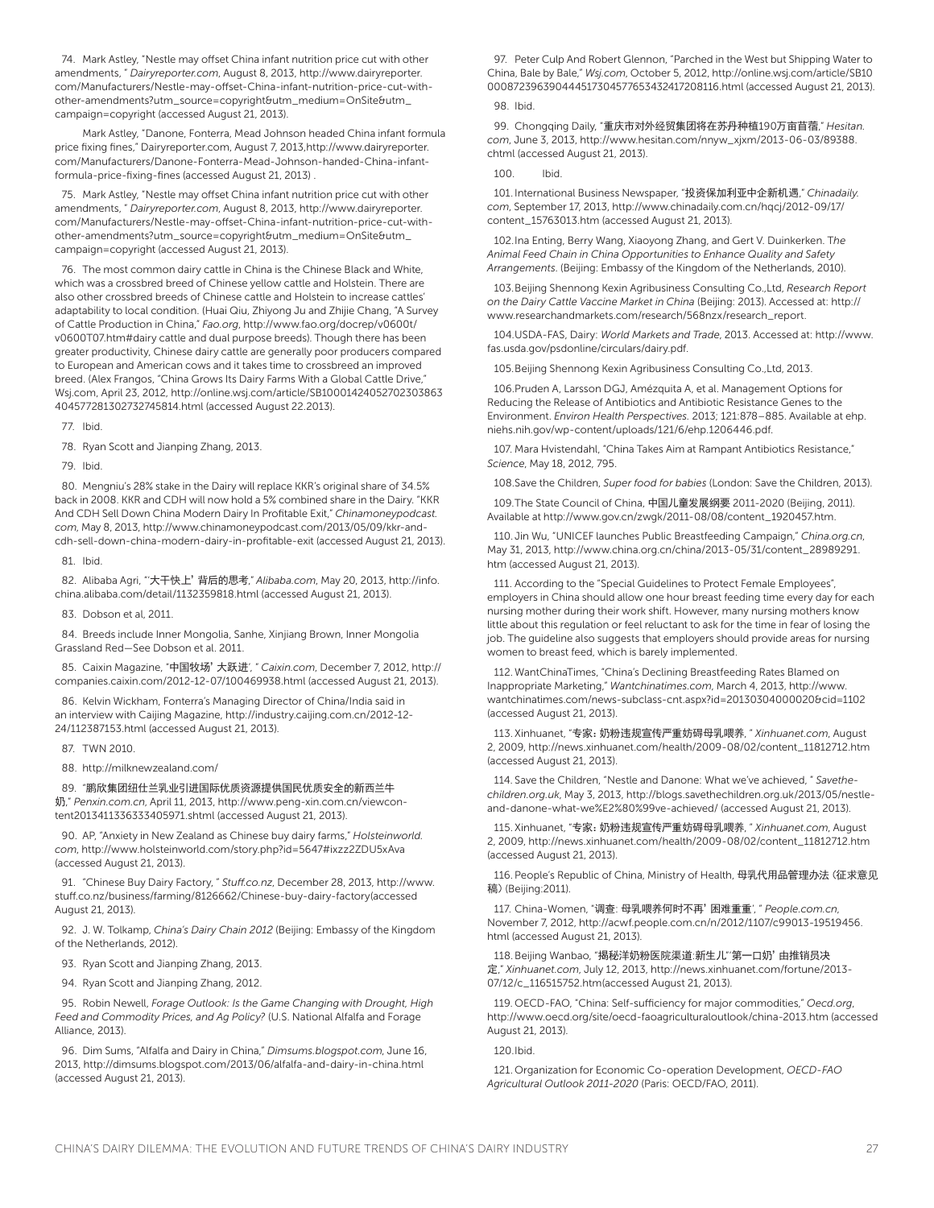74. Mark Astley, "Nestle may offset China infant nutrition price cut with other amendments, " *Dairyreporter.com*, August 8, 2013, http://www.dairyreporter.com/Manufacturers/Nestle-may-offset-China-infant-nutrition-price-cut-with-other-amendments?utm_source=copyright&utm_medium=OnSite&utm_campaign=copyright (accessed August 21, 2013).

Mark Astley, "Danone, Fonterra, Mead Johnson headed China infant formula price fixing fines," Dairyreporter.com, August 7, 2013,http://www.dairyreporter.com/Manufacturers/Danone-Fonterra-Mead-Johnson-handed-China-infant-formula-price-fixing-fines (accessed August 21, 2013) .

75. Mark Astley, "Nestle may offset China infant nutrition price cut with other amendments, " *Dairyreporter.com*, August 8, 2013, http://www.dairyreporter.com/Manufacturers/Nestle-may-offset-China-infant-nutrition-price-cut-with-other-amendments?utm_source=copyright&utm_medium=OnSite&utm_campaign=copyright (accessed August 21, 2013).

76. The most common dairy cattle in China is the Chinese Black and White, which was a crossbred breed of Chinese yellow cattle and Holstein. There are also other crossbred breeds of Chinese cattle and Holstein to increase cattles' adaptability to local condition. (Huai Qiu, Zhiyong Ju and Zhijie Chang, "A Survey of Cattle Production in China," *Fao.org*, http://www.fao.org/docrep/v0600t/v0600T07.htm#dairy cattle and dual purpose breeds). Though there has been greater productivity, Chinese dairy cattle are generally poor producers compared to European and American cows and it takes time to crossbreed an improved breed. (Alex Frangos, "China Grows Its Dairy Farms With a Global Cattle Drive," Wsj.com, April 23, 2012, http://online.wsj.com/article/SB10001424052702303863404577281302732745814.html (accessed August 22.2013).

77. Ibid.

78. Ryan Scott and Jianping Zhang, 2013.

79. Ibid.

80. Mengniu's 28% stake in the Dairy will replace KKR's original share of 34.5% back in 2008. KKR and CDH will now hold a 5% combined share in the Dairy. "KKR And CDH Sell Down China Modern Dairy In Profitable Exit," *Chinamoneypodcast.com*, May 8, 2013, http://www.chinamoneypodcast.com/2013/05/09/kkr-and-cdh-sell-down-china-modern-dairy-in-profitable-exit (accessed August 21, 2013).

81. Ibid.

82. Alibaba Agri, "'大干快上'背后的思考," *Alibaba.com*, May 20, 2013, http://info.china.alibaba.com/detail/1132359818.html (accessed August 21, 2013).

83. Dobson et al, 2011.

84. Breeds include Inner Mongolia, Sanhe, Xinjiang Brown, Inner Mongolia Grassland Red—See Dobson et al. 2011.

85. Caixin Magazine, "中国牧场'大跃进', " *Caixin.com*, December 7, 2012, http://companies.caixin.com/2012-12-07/100469938.html (accessed August 21, 2013).

86. Kelvin Wickham, Fonterra's Managing Director of China/India said in an interview with Caijing Magazine, http://industry.caijing.com.cn/2012-12-24/112387153.html (accessed August 21, 2013).

87. TWN 2010.

88. http://milknewzealand.com/

89. "鹏欣集团纽仕兰乳业引进国际优质资源提供国民优质安全的新西兰牛奶," *Penxin.com.cn*, April 11, 2013, http://www.peng-xin.com.cn/viewcontent2013411336333405971.shtml (accessed August 21, 2013).

90. AP, "Anxiety in New Zealand as Chinese buy dairy farms," *Holsteinworld.com*, http://www.holsteinworld.com/story.php?id=5647#ixzz2ZDU5xAva (accessed August 21, 2013).

91. "Chinese Buy Dairy Factory, " *Stuff.co.nz*, December 28, 2013, http://www.stuff.co.nz/business/farming/8126662/Chinese-buy-dairy-factory(accessed August 21, 2013).

92. J. W. Tolkamp, *China's Dairy Chain 2012* (Beijing: Embassy of the Kingdom of the Netherlands, 2012).

93. Ryan Scott and Jianping Zhang, 2013.

94. Ryan Scott and Jianping Zhang, 2012.

95. Robin Newell, *Forage Outlook: Is the Game Changing with Drought, High Feed and Commodity Prices, and Ag Policy?* (U.S. National Alfalfa and Forage Alliance, 2013).

96. Dim Sums, "Alfalfa and Dairy in China," *Dimsums.blogspot.com*, June 16, 2013, http://dimsums.blogspot.com/2013/06/alfalfa-and-dairy-in-china.html (accessed August 21, 2013).

97. Peter Culp And Robert Glennon, "Parched in the West but Shipping Water to China, Bale by Bale," *Wsj.com*, October 5, 2012, http://online.wsj.com/article/SB10000872396390444517304577653432417208116.html (accessed August 21, 2013).

98. Ibid.

99. Chongqing Daily, "重庆市对外经贸集团将在苏丹种植190万亩苜蓿," *Hesitan.com*, June 3, 2013, http://www.hesitan.com/nnyw_xjxm/2013-06-03/89388.chtml (accessed August 21, 2013).

100. Ibid.

101. International Business Newspaper, "投资保加利亚中企新机遇," *Chinadaily.com*, September 17, 2013, http://www.chinadaily.com.cn/hqcj/2012-09/17/content_15763013.htm (accessed August 21, 2013).

102. Ina Enting, Berry Wang, Xiaoyong Zhang, and Gert V. Duinkerken. *The Animal Feed Chain in China Opportunities to Enhance Quality and Safety Arrangements*. (Beijing: Embassy of the Kingdom of the Netherlands, 2010).

103. Beijing Shennong Kexin Agribusiness Consulting Co.,Ltd, *Research Report on the Dairy Cattle Vaccine Market in China* (Beijing: 2013). Accessed at: http://www.researchandmarkets.com/research/568nzx/research_report.

104. USDA-FAS, Dairy: *World Markets and Trade*, 2013. Accessed at: http://www.fas.usda.gov/psdonline/circulars/dairy.pdf.

105. Beijing Shennong Kexin Agribusiness Consulting Co.,Ltd, 2013.

106. Pruden A, Larsson DGJ, Amézquita A, et al. Management Options for Reducing the Release of Antibiotics and Antibiotic Resistance Genes to the Environment. *Environ Health Perspectives*. 2013; 121:878–885. Available at ehp.niehs.nih.gov/wp-content/uploads/121/6/ehp.1206446.pdf.

107. Mara Hvistendahl, "China Takes Aim at Rampant Antibiotics Resistance," *Science*, May 18, 2012, 795.

108. Save the Children, *Super food for babies* (London: Save the Children, 2013).

109. The State Council of China, 中国儿童发展纲要 2011-2020 (Beijing, 2011). Available at http://www.gov.cn/zwgk/2011-08/08/content_1920457.htm.

110. Jin Wu, "UNICEF launches Public Breastfeeding Campaign," *China.org.cn*, May 31, 2013, http://www.china.org.cn/china/2013-05/31/content_28989291.htm (accessed August 21, 2013).

111. According to the "Special Guidelines to Protect Female Employees", employers in China should allow one hour breast feeding time every day for each nursing mother during their work shift. However, many nursing mothers know little about this regulation or feel reluctant to ask for the time in fear of losing the job. The guideline also suggests that employers should provide areas for nursing women to breast feed, which is barely implemented.

112. WantChinaTimes, "China's Declining Breastfeeding Rates Blamed on Inappropriate Marketing," *Wantchinatimes.com*, March 4, 2013, http://www.wantchinatimes.com/news-subclass-cnt.aspx?id=20130304000020&cid=1102 (accessed August 21, 2013).

113. Xinhuanet, "专家：奶粉违规宣传严重妨碍母乳喂养, " *Xinhuanet.com*, August 2, 2009, http://news.xinhuanet.com/health/2009-08/02/content_11812712.htm (accessed August 21, 2013).

114. Save the Children, "Nestle and Danone: What we've achieved, " *Savethechildren.org.uk*, May 3, 2013, http://blogs.savethechildren.org.uk/2013/05/nestle-and-danone-what-we%E2%80%99ve-achieved/ (accessed August 21, 2013).

115. Xinhuanet, "专家：奶粉违规宣传严重妨碍母乳喂养, " *Xinhuanet.com*, August 2, 2009, http://news.xinhuanet.com/health/2009-08/02/content_11812712.htm (accessed August 21, 2013).

116. People's Republic of China, Ministry of Health, 母乳代用品管理办法（征求意见稿）(Beijing:2011).

117. China-Women, "调查：母乳喂养何时不再'困难重重', " *People.com.cn*, November 7, 2012, http://acwf.people.com.cn/n/2012/1107/c99013-19519456.html (accessed August 21, 2013).

118. Beijing Wanbao, "揭秘洋奶粉医院渠道:新生儿'第一口奶'由推销员决定," *Xinhuanet.com*, July 12, 2013, http://news.xinhuanet.com/fortune/2013-07/12/c_116515752.htm(accessed August 21, 2013).

119. OECD-FAO, "China: Self-sufficiency for major commodities," *Oecd.org*, http://www.oecd.org/site/oecd-faoagriculturaloutlook/china-2013.htm (accessed August 21, 2013).

120. Ibid.

121. Organization for Economic Co-operation Development, *OECD-FAO Agricultural Outlook 2011-2020* (Paris: OECD/FAO, 2011).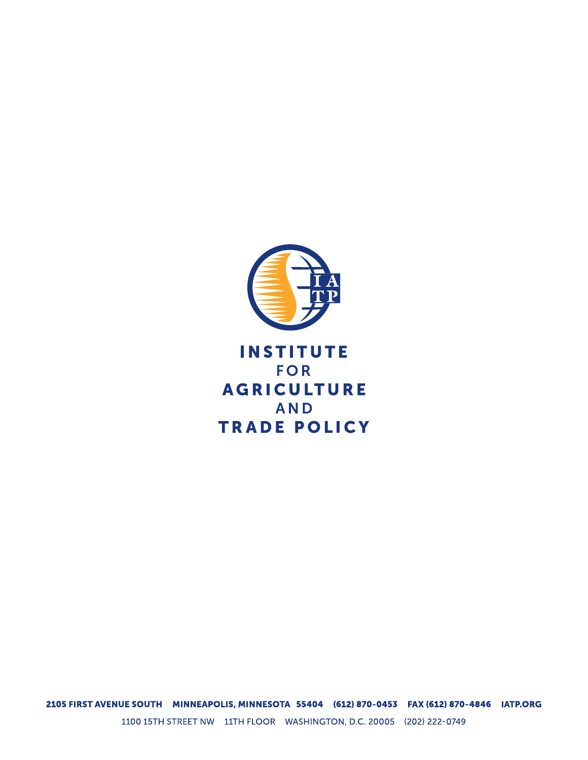INSTITUTE
FOR
AGRICULTURE
AND
TRADE POLICY

**2105 FIRST AVENUE SOUTH MINNEAPOLIS, MINNESOTA 55404 (612) 870-0453 FAX (612) 870-4846 IATP.ORG**

1100 15TH STREET NW 11TH FLOOR WASHINGTON, D.C. 20005 (202) 222-0749